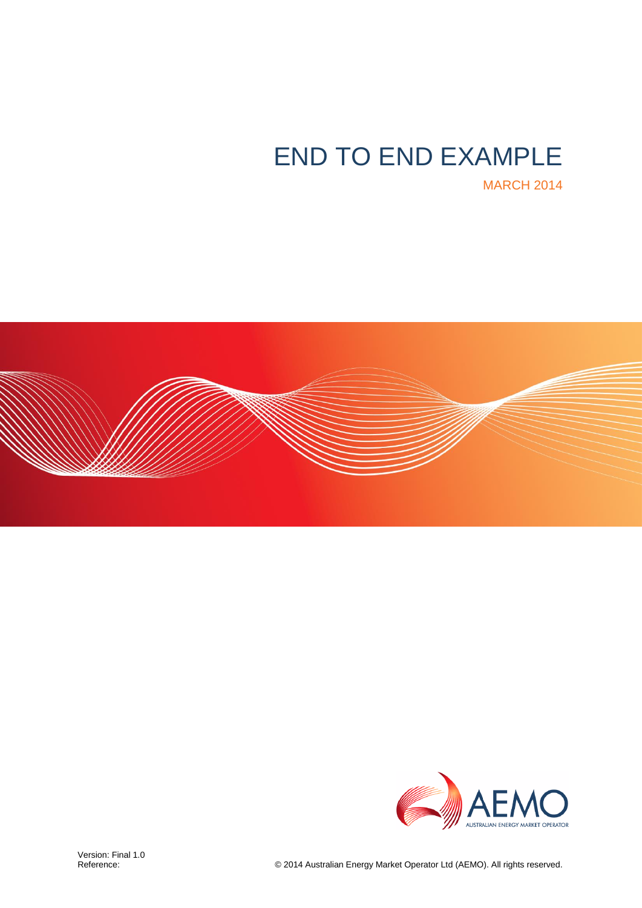# END TO END EXAMPLE

MARCH 2014

Version: Final 1.0
Reference:

© 2014 Australian Energy Market Operator Ltd (AEMO). All rights reserved.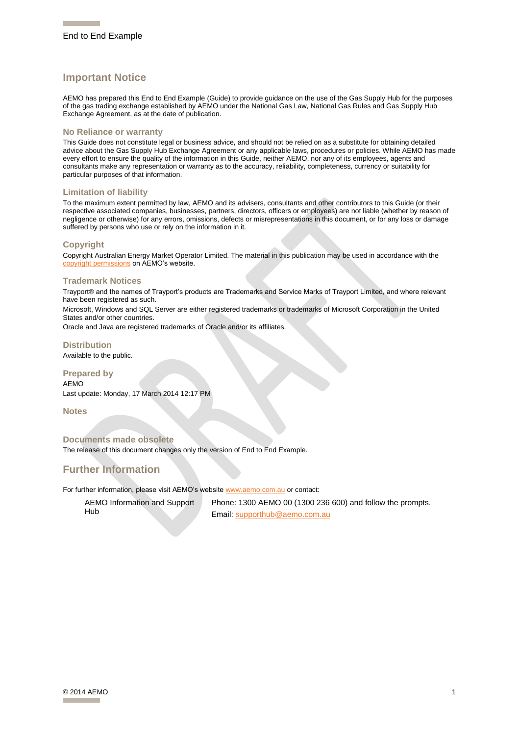## Important Notice

AEMO has prepared this End to End Example (Guide) to provide guidance on the use of the Gas Supply Hub for the purposes of the gas trading exchange established by AEMO under the National Gas Law, National Gas Rules and Gas Supply Hub Exchange Agreement, as at the date of publication.

### No Reliance or warranty

This Guide does not constitute legal or business advice, and should not be relied on as a substitute for obtaining detailed advice about the Gas Supply Hub Exchange Agreement or any applicable laws, procedures or policies. While AEMO has made every effort to ensure the quality of the information in this Guide, neither AEMO, nor any of its employees, agents and consultants make any representation or warranty as to the accuracy, reliability, completeness, currency or suitability for particular purposes of that information.

### Limitation of liability

To the maximum extent permitted by law, AEMO and its advisers, consultants and other contributors to this Guide (or their respective associated companies, businesses, partners, directors, officers or employees) are not liable (whether by reason of negligence or otherwise) for any errors, omissions, defects or misrepresentations in this document, or for any loss or damage suffered by persons who use or rely on the information in it.

### Copyright

Copyright Australian Energy Market Operator Limited. The material in this publication may be used in accordance with the copyright permissions on AEMO's website.

### Trademark Notices

Trayport® and the names of Trayport's products are Trademarks and Service Marks of Trayport Limited, and where relevant have been registered as such.

Microsoft, Windows and SQL Server are either registered trademarks or trademarks of Microsoft Corporation in the United States and/or other countries.

Oracle and Java are registered trademarks of Oracle and/or its affiliates.

### Distribution

Available to the public.

### Prepared by

AEMO

Last update: Monday, 17 March 2014 12:17 PM

### Notes

### Documents made obsolete

The release of this document changes only the version of End to End Example.

## Further Information

For further information, please visit AEMO's website www.aemo.com.au or contact:

| AEMO Information and Support Hub | Phone: 1300 AEMO 00 (1300 236 600) and follow the prompts. Email: supporthub@aemo.com.au |
|---|---|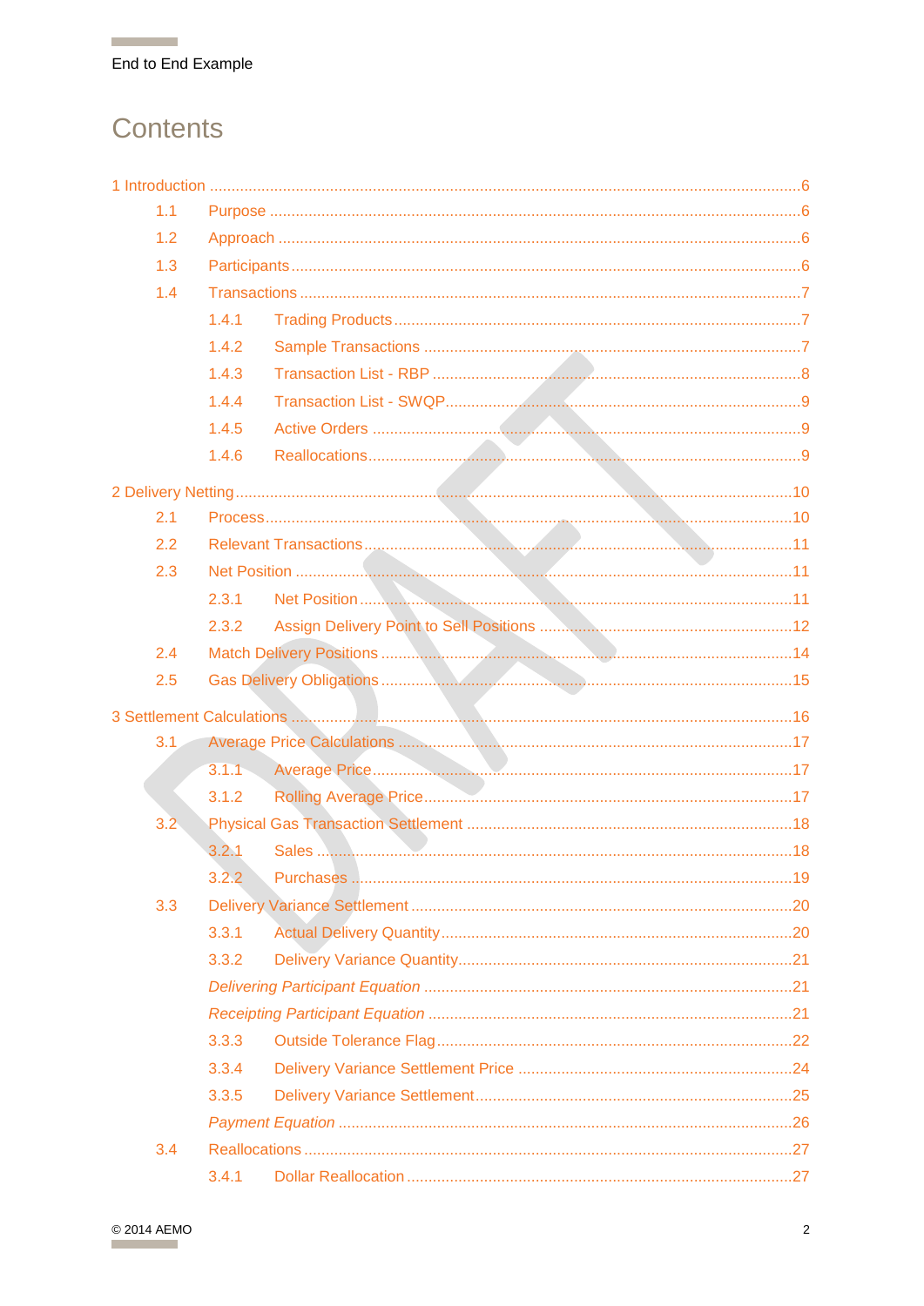# Contents

1 Introduction ....................................................................................................................6

- 1.1 Purpose ....................................................................................................................6
- 1.2 Approach ....................................................................................................................6
- 1.3 Participants ....................................................................................................................6
- 1.4 Transactions ....................................................................................................................7
  - 1.4.1 Trading Products ....................................................................................................7
  - 1.4.2 Sample Transactions ....................................................................................................7
  - 1.4.3 Transaction List - RBP ....................................................................................................8
  - 1.4.4 Transaction List - SWQP ....................................................................................................9
  - 1.4.5 Active Orders ....................................................................................................9
  - 1.4.6 Reallocations ....................................................................................................9

2 Delivery Netting ....................................................................................................................10

- 2.1 Process ....................................................................................................................10
- 2.2 Relevant Transactions ....................................................................................................................11
- 2.3 Net Position ....................................................................................................................11
  - 2.3.1 Net Position ....................................................................................................11
  - 2.3.2 Assign Delivery Point to Sell Positions ....................................................................................................12
- 2.4 Match Delivery Positions ....................................................................................................................14
- 2.5 Gas Delivery Obligations ....................................................................................................................15

3 Settlement Calculations ....................................................................................................................16

- 3.1 Average Price Calculations ....................................................................................................................17
  - 3.1.1 Average Price ....................................................................................................17
  - 3.1.2 Rolling Average Price ....................................................................................................17
- 3.2 Physical Gas Transaction Settlement ....................................................................................................................18
  - 3.2.1 Sales ....................................................................................................18
  - 3.2.2 Purchases ....................................................................................................19
- 3.3 Delivery Variance Settlement ....................................................................................................................20
  - 3.3.1 Actual Delivery Quantity ....................................................................................................20
  - 3.3.2 Delivery Variance Quantity ....................................................................................................21
    - *Delivering Participant Equation* ....................................................................................................21
    - *Receipting Participant Equation* ....................................................................................................21
  - 3.3.3 Outside Tolerance Flag ....................................................................................................22
  - 3.3.4 Delivery Variance Settlement Price ....................................................................................................24
  - 3.3.5 Delivery Variance Settlement ....................................................................................................25
    - *Payment Equation* ....................................................................................................26
- 3.4 Reallocations ....................................................................................................................27
  - 3.4.1 Dollar Reallocation ....................................................................................................27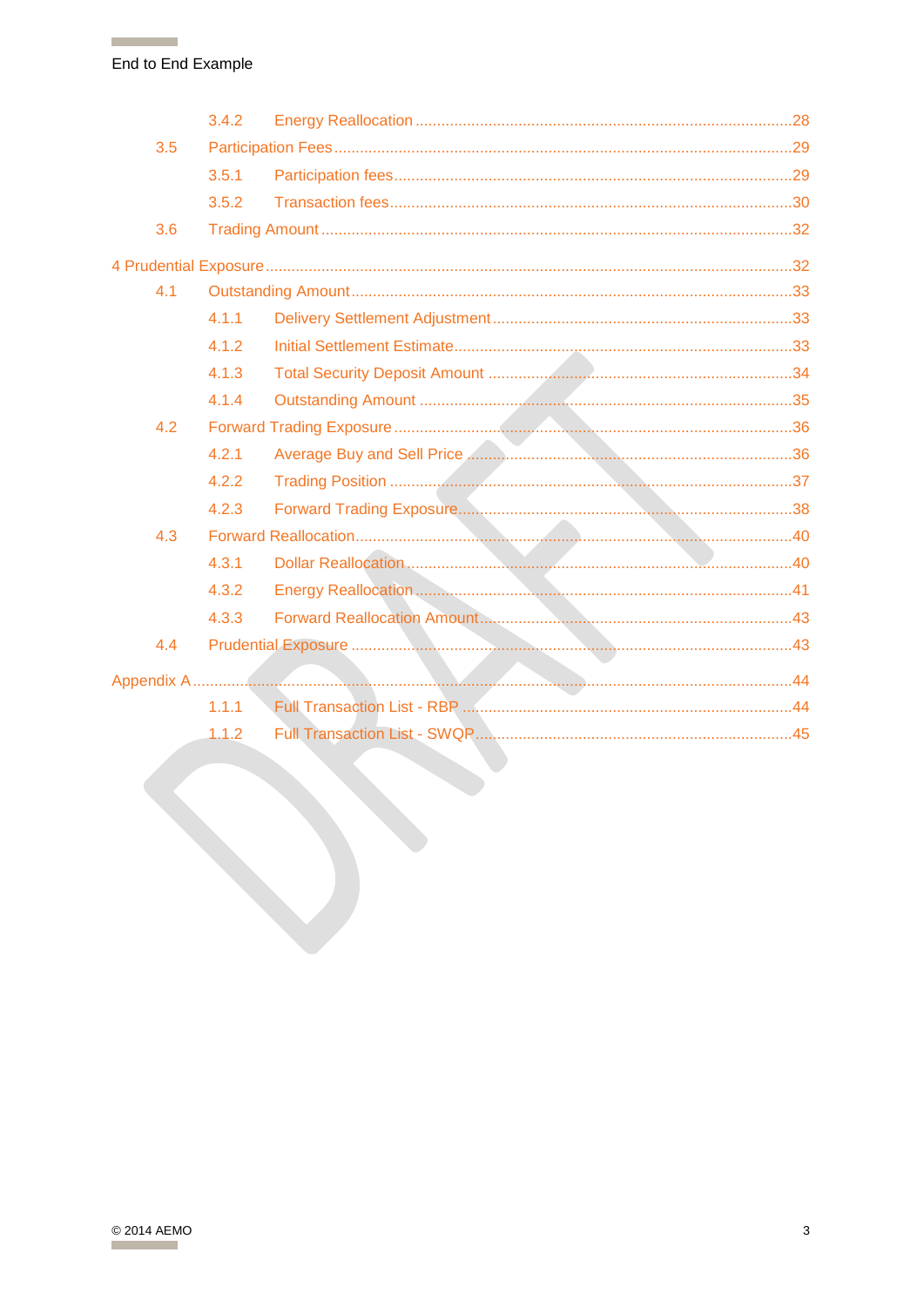3.4.2 Energy Reallocation ......................................................................................28

3.5 Participation Fees .........................................................................................29

3.5.1 Participation fees ...........................................................................................29

3.5.2 Transaction fees .............................................................................................30

3.6 Trading Amount ............................................................................................32

4 Prudential Exposure .........................................................................................32

4.1 Outstanding Amount .....................................................................................33

4.1.1 Delivery Settlement Adjustment ....................................................................33

4.1.2 Initial Settlement Estimate .............................................................................33

4.1.3 Total Security Deposit Amount ......................................................................34

4.1.4 Outstanding Amount ......................................................................................35

4.2 Forward Trading Exposure ...........................................................................36

4.2.1 Average Buy and Sell Price ...........................................................................36

4.2.2 Trading Position .............................................................................................37

4.2.3 Forward Trading Exposure .............................................................................38

4.3 Forward Reallocation ....................................................................................40

4.3.1 Dollar Reallocation .........................................................................................40

4.3.2 Energy Reallocation .......................................................................................41

4.3.3 Forward Reallocation Amount ........................................................................43

4.4 Prudential Exposure ......................................................................................43

Appendix A ..........................................................................................................44

1.1.1 Full Transaction List - RBP ............................................................................44

1.1.2 Full Transaction List - SWQP .........................................................................45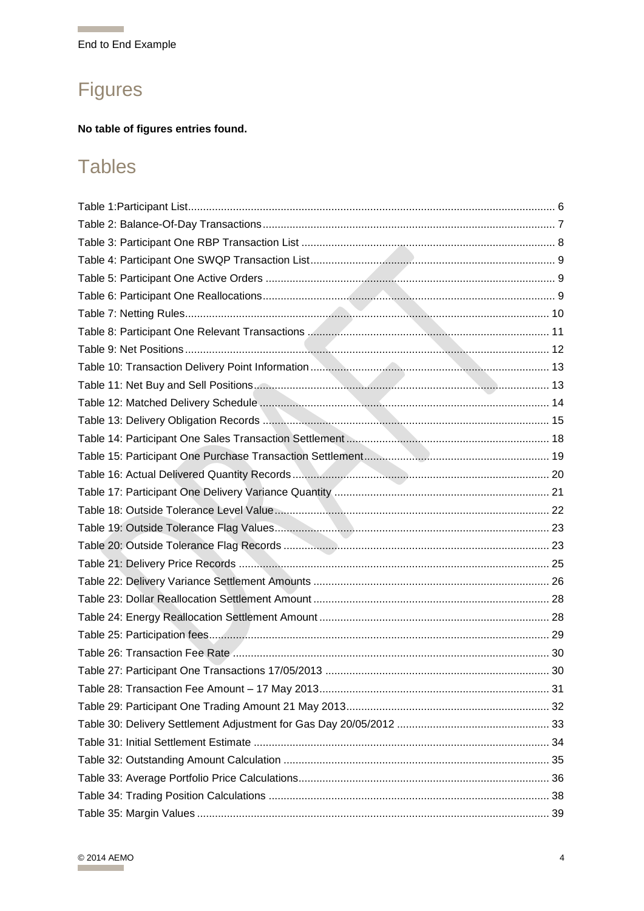# Figures

**No table of figures entries found.**

# Tables

Table 1:Participant List .......... 6
Table 2: Balance-Of-Day Transactions .......... 7
Table 3: Participant One RBP Transaction List .......... 8
Table 4: Participant One SWQP Transaction List .......... 9
Table 5: Participant One Active Orders .......... 9
Table 6: Participant One Reallocations .......... 9
Table 7: Netting Rules .......... 10
Table 8: Participant One Relevant Transactions .......... 11
Table 9: Net Positions .......... 12
Table 10: Transaction Delivery Point Information .......... 13
Table 11: Net Buy and Sell Positions .......... 13
Table 12: Matched Delivery Schedule .......... 14
Table 13: Delivery Obligation Records .......... 15
Table 14: Participant One Sales Transaction Settlement .......... 18
Table 15: Participant One Purchase Transaction Settlement .......... 19
Table 16: Actual Delivered Quantity Records .......... 20
Table 17: Participant One Delivery Variance Quantity .......... 21
Table 18: Outside Tolerance Level Value .......... 22
Table 19: Outside Tolerance Flag Values .......... 23
Table 20: Outside Tolerance Flag Records .......... 23
Table 21: Delivery Price Records .......... 25
Table 22: Delivery Variance Settlement Amounts .......... 26
Table 23: Dollar Reallocation Settlement Amount .......... 28
Table 24: Energy Reallocation Settlement Amount .......... 28
Table 25: Participation fees .......... 29
Table 26: Transaction Fee Rate .......... 30
Table 27: Participant One Transactions 17/05/2013 .......... 30
Table 28: Transaction Fee Amount – 17 May 2013 .......... 31
Table 29: Participant One Trading Amount 21 May 2013 .......... 32
Table 30: Delivery Settlement Adjustment for Gas Day 20/05/2012 .......... 33
Table 31: Initial Settlement Estimate .......... 34
Table 32: Outstanding Amount Calculation .......... 35
Table 33: Average Portfolio Price Calculations .......... 36
Table 34: Trading Position Calculations .......... 38
Table 35: Margin Values .......... 39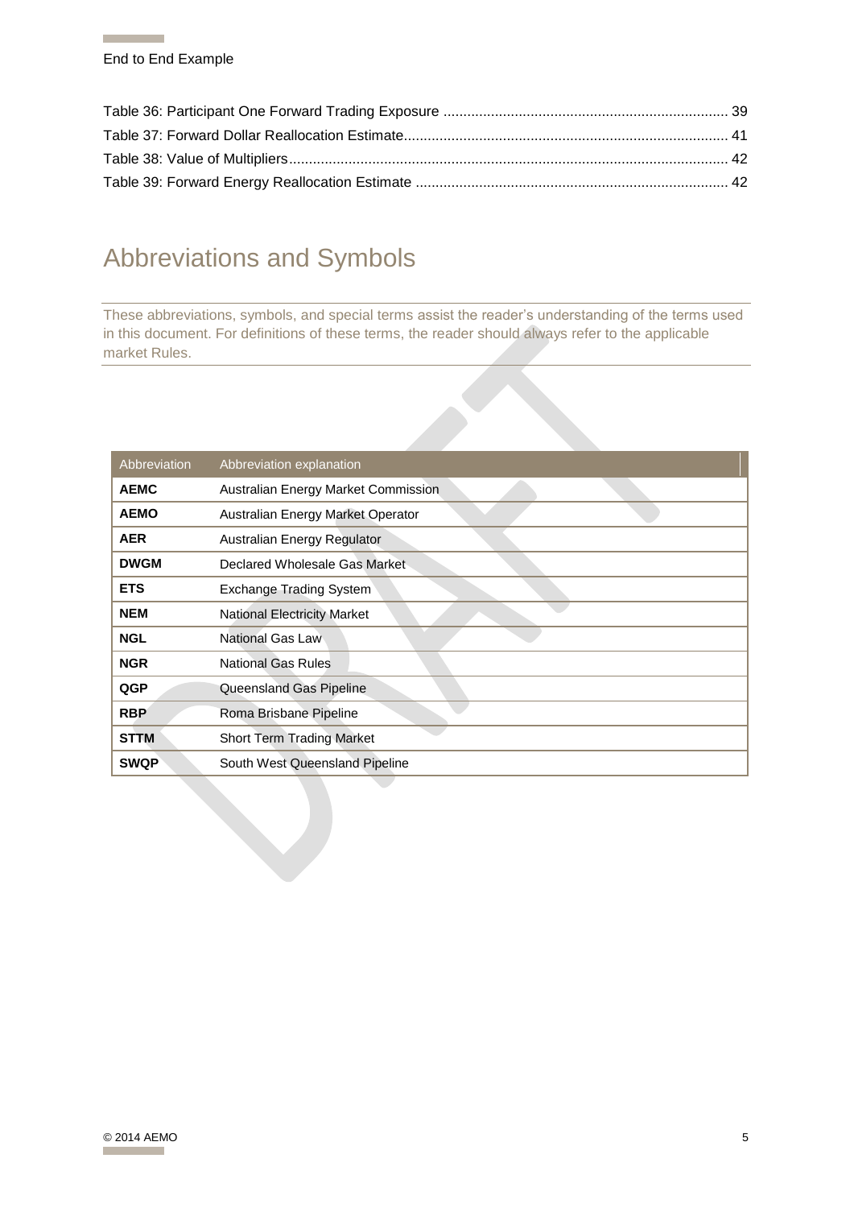Table 36: Participant One Forward Trading Exposure ........................................................................ 39
Table 37: Forward Dollar Reallocation Estimate.................................................................................. 41
Table 38: Value of Multipliers.............................................................................................................. 42
Table 39: Forward Energy Reallocation Estimate ............................................................................... 42

# Abbreviations and Symbols

These abbreviations, symbols, and special terms assist the reader's understanding of the terms used in this document. For definitions of these terms, the reader should always refer to the applicable market Rules.

| Abbreviation | Abbreviation explanation |
|---|---|
| **AEMC** | Australian Energy Market Commission |
| **AEMO** | Australian Energy Market Operator |
| **AER** | Australian Energy Regulator |
| **DWGM** | Declared Wholesale Gas Market |
| **ETS** | Exchange Trading System |
| **NEM** | National Electricity Market |
| **NGL** | National Gas Law |
| **NGR** | National Gas Rules |
| **QGP** | Queensland Gas Pipeline |
| **RBP** | Roma Brisbane Pipeline |
| **STTM** | Short Term Trading Market |
| **SWQP** | South West Queensland Pipeline |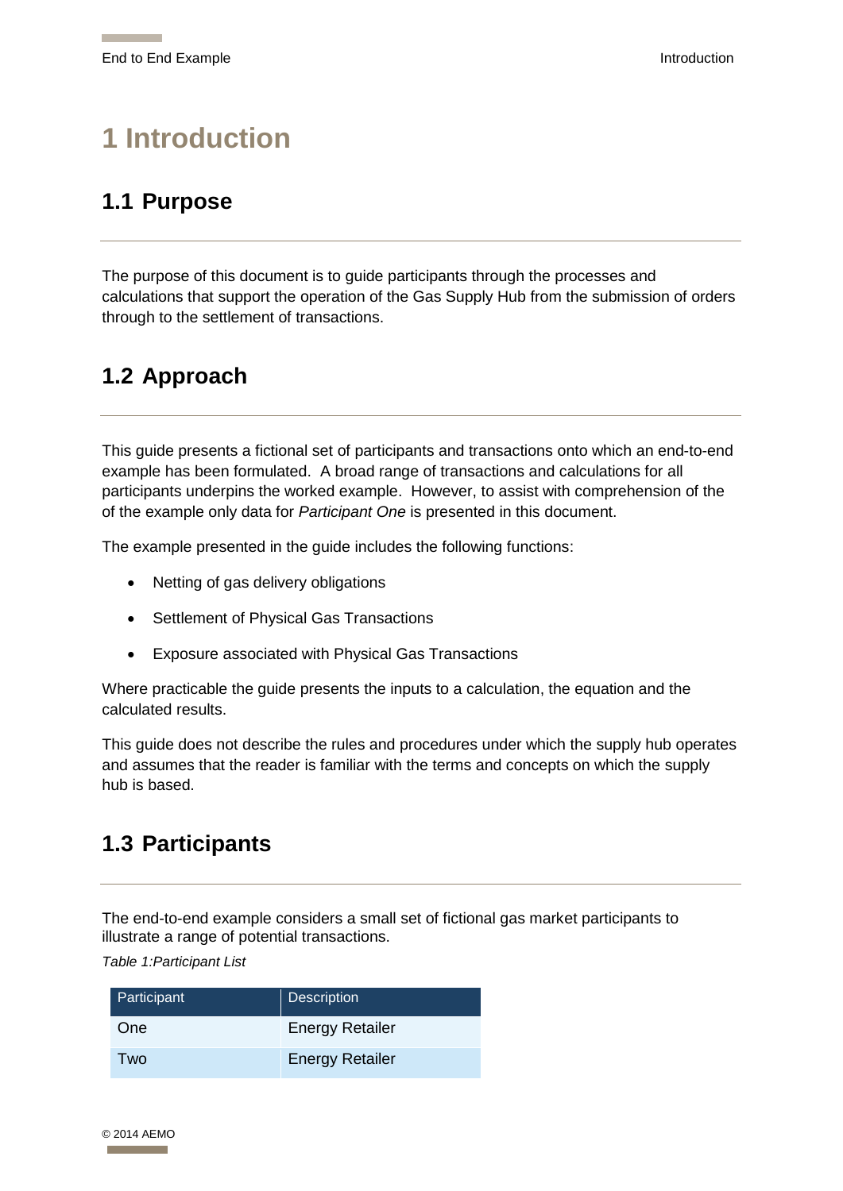# 1 Introduction

## 1.1 Purpose

The purpose of this document is to guide participants through the processes and calculations that support the operation of the Gas Supply Hub from the submission of orders through to the settlement of transactions.

## 1.2 Approach

This guide presents a fictional set of participants and transactions onto which an end-to-end example has been formulated. A broad range of transactions and calculations for all participants underpins the worked example. However, to assist with comprehension of the of the example only data for *Participant One* is presented in this document.

The example presented in the guide includes the following functions:

- Netting of gas delivery obligations
- Settlement of Physical Gas Transactions
- Exposure associated with Physical Gas Transactions

Where practicable the guide presents the inputs to a calculation, the equation and the calculated results.

This guide does not describe the rules and procedures under which the supply hub operates and assumes that the reader is familiar with the terms and concepts on which the supply hub is based.

## 1.3 Participants

The end-to-end example considers a small set of fictional gas market participants to illustrate a range of potential transactions.

*Table 1:Participant List*

| Participant | Description |
|---|---|
| One | Energy Retailer |
| Two | Energy Retailer |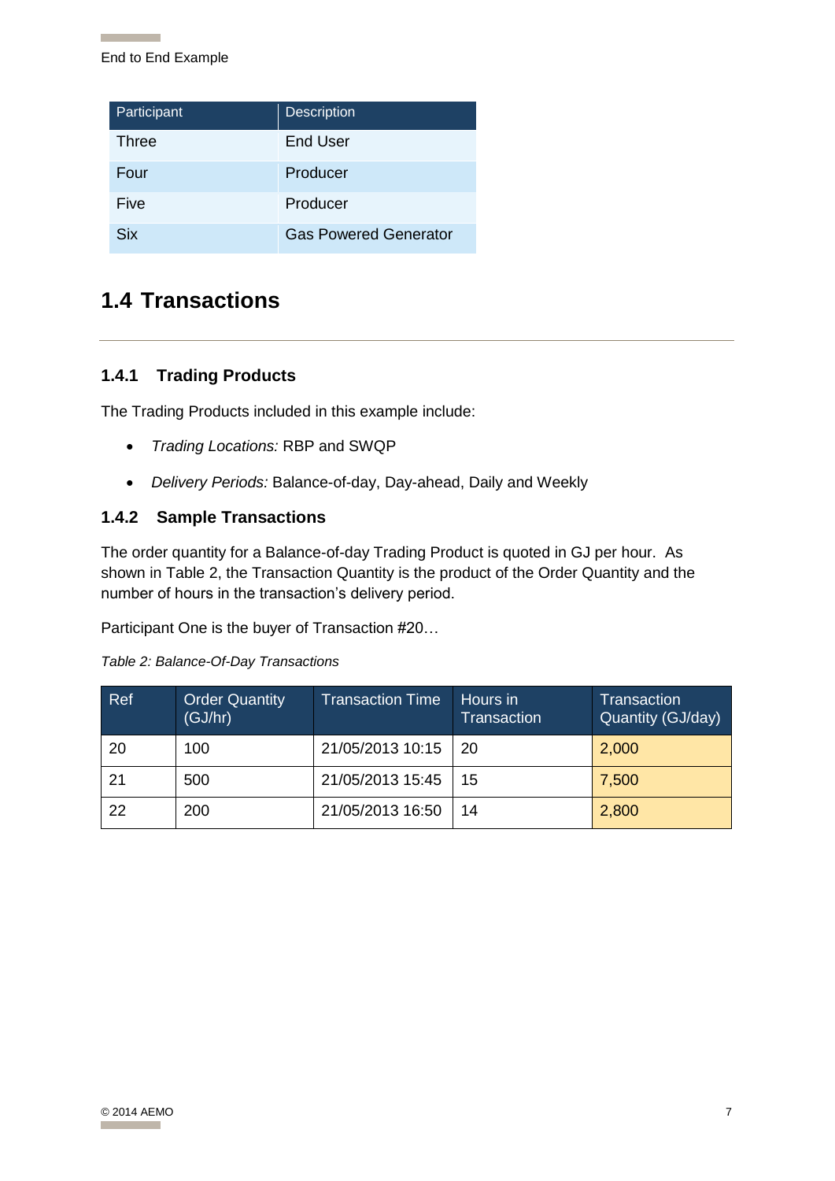| Participant | Description |
| --- | --- |
| Three | End User |
| Four | Producer |
| Five | Producer |
| Six | Gas Powered Generator |

## 1.4 Transactions

### 1.4.1 Trading Products

The Trading Products included in this example include:

- *Trading Locations:* RBP and SWQP
- *Delivery Periods:* Balance-of-day, Day-ahead, Daily and Weekly

### 1.4.2 Sample Transactions

The order quantity for a Balance-of-day Trading Product is quoted in GJ per hour. As shown in Table 2, the Transaction Quantity is the product of the Order Quantity and the number of hours in the transaction's delivery period.

Participant One is the buyer of Transaction #20…

*Table 2: Balance-Of-Day Transactions*

| Ref | Order Quantity (GJ/hr) | Transaction Time | Hours in Transaction | Transaction Quantity (GJ/day) |
| --- | --- | --- | --- | --- |
| 20 | 100 | 21/05/2013 10:15 | 20 | 2,000 |
| 21 | 500 | 21/05/2013 15:45 | 15 | 7,500 |
| 22 | 200 | 21/05/2013 16:50 | 14 | 2,800 |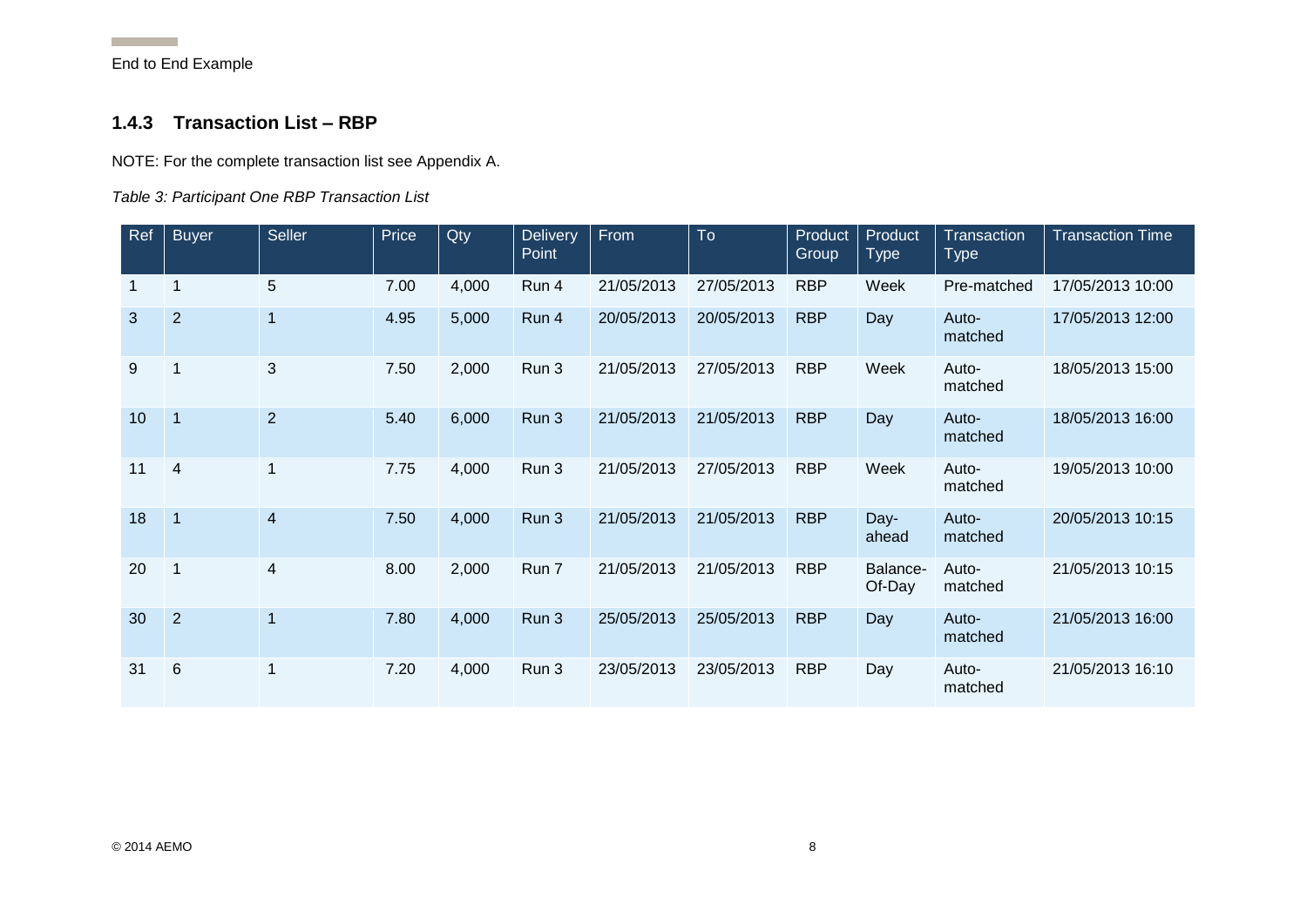### 1.4.3 Transaction List – RBP

NOTE: For the complete transaction list see Appendix A.

*Table 3: Participant One RBP Transaction List*

| Ref | Buyer | Seller | Price | Qty | Delivery Point | From | To | Product Group | Product Type | Transaction Type | Transaction Time |
|---|---|---|---|---|---|---|---|---|---|---|---|
| 1 | 1 | 5 | 7.00 | 4,000 | Run 4 | 21/05/2013 | 27/05/2013 | RBP | Week | Pre-matched | 17/05/2013 10:00 |
| 3 | 2 | 1 | 4.95 | 5,000 | Run 4 | 20/05/2013 | 20/05/2013 | RBP | Day | Auto-matched | 17/05/2013 12:00 |
| 9 | 1 | 3 | 7.50 | 2,000 | Run 3 | 21/05/2013 | 27/05/2013 | RBP | Week | Auto-matched | 18/05/2013 15:00 |
| 10 | 1 | 2 | 5.40 | 6,000 | Run 3 | 21/05/2013 | 21/05/2013 | RBP | Day | Auto-matched | 18/05/2013 16:00 |
| 11 | 4 | 1 | 7.75 | 4,000 | Run 3 | 21/05/2013 | 27/05/2013 | RBP | Week | Auto-matched | 19/05/2013 10:00 |
| 18 | 1 | 4 | 7.50 | 4,000 | Run 3 | 21/05/2013 | 21/05/2013 | RBP | Day-ahead | Auto-matched | 20/05/2013 10:15 |
| 20 | 1 | 4 | 8.00 | 2,000 | Run 7 | 21/05/2013 | 21/05/2013 | RBP | Balance-Of-Day | Auto-matched | 21/05/2013 10:15 |
| 30 | 2 | 1 | 7.80 | 4,000 | Run 3 | 25/05/2013 | 25/05/2013 | RBP | Day | Auto-matched | 21/05/2013 16:00 |
| 31 | 6 | 1 | 7.20 | 4,000 | Run 3 | 23/05/2013 | 23/05/2013 | RBP | Day | Auto-matched | 21/05/2013 16:10 |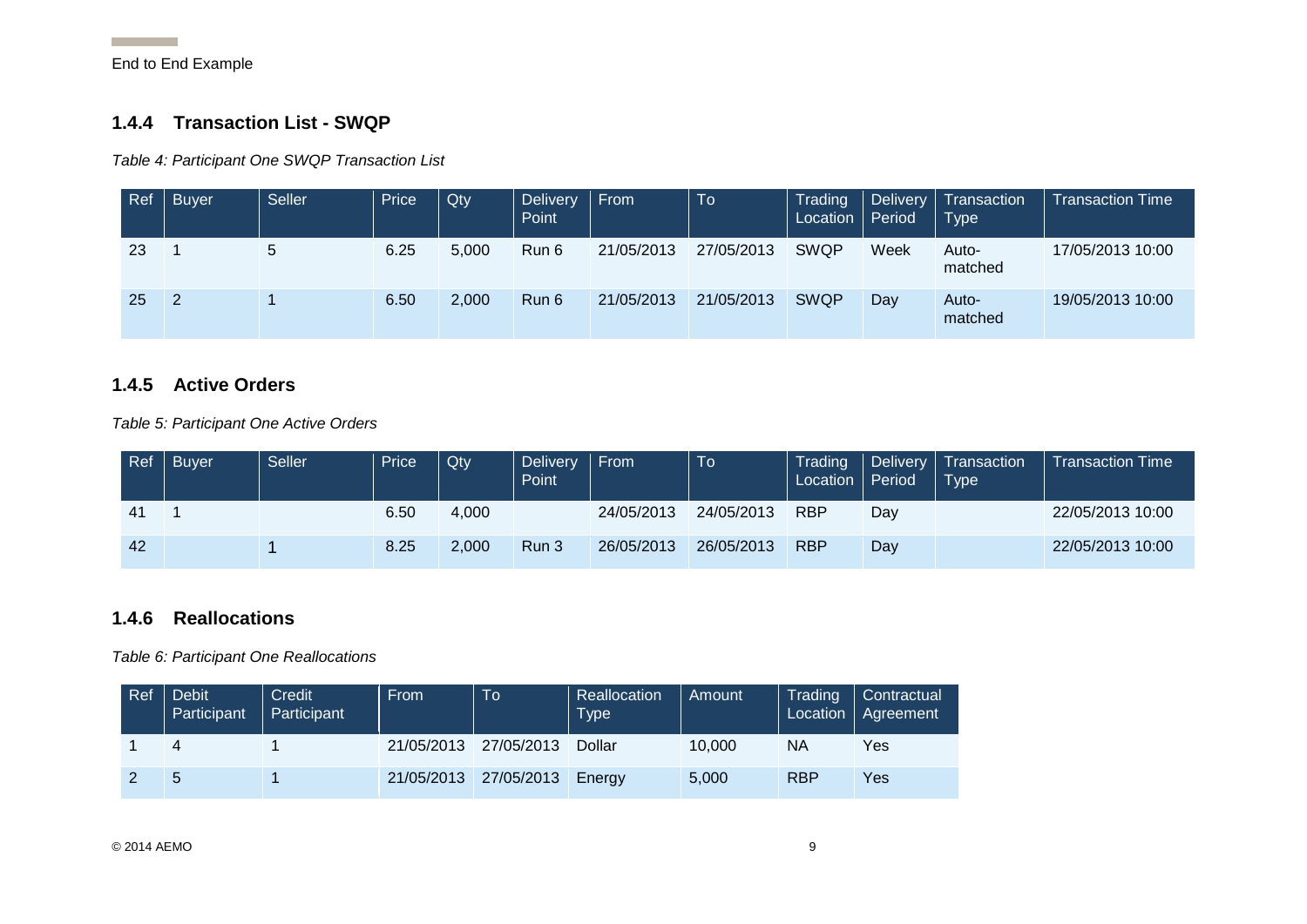### 1.4.4 Transaction List - SWQP

*Table 4: Participant One SWQP Transaction List*

| Ref | Buyer | Seller | Price | Qty | Delivery Point | From | To | Trading Location | Delivery Period | Transaction Type | Transaction Time |
|---|---|---|---|---|---|---|---|---|---|---|---|
| 23 | 1 | 5 | 6.25 | 5,000 | Run 6 | 21/05/2013 | 27/05/2013 | SWQP | Week | Auto-matched | 17/05/2013 10:00 |
| 25 | 2 | 1 | 6.50 | 2,000 | Run 6 | 21/05/2013 | 21/05/2013 | SWQP | Day | Auto-matched | 19/05/2013 10:00 |

### 1.4.5 Active Orders

*Table 5: Participant One Active Orders*

| Ref | Buyer | Seller | Price | Qty | Delivery Point | From | To | Trading Location | Delivery Period | Transaction Type | Transaction Time |
|---|---|---|---|---|---|---|---|---|---|---|---|
| 41 | 1 | | 6.50 | 4,000 | | 24/05/2013 | 24/05/2013 | RBP | Day | | 22/05/2013 10:00 |
| 42 | | 1 | 8.25 | 2,000 | Run 3 | 26/05/2013 | 26/05/2013 | RBP | Day | | 22/05/2013 10:00 |

### 1.4.6 Reallocations

*Table 6: Participant One Reallocations*

| Ref | Debit Participant | Credit Participant | From | To | Reallocation Type | Amount | Trading Location | Contractual Agreement |
|---|---|---|---|---|---|---|---|---|
| 1 | 4 | 1 | 21/05/2013 | 27/05/2013 | Dollar | 10,000 | NA | Yes |
| 2 | 5 | 1 | 21/05/2013 | 27/05/2013 | Energy | 5,000 | RBP | Yes |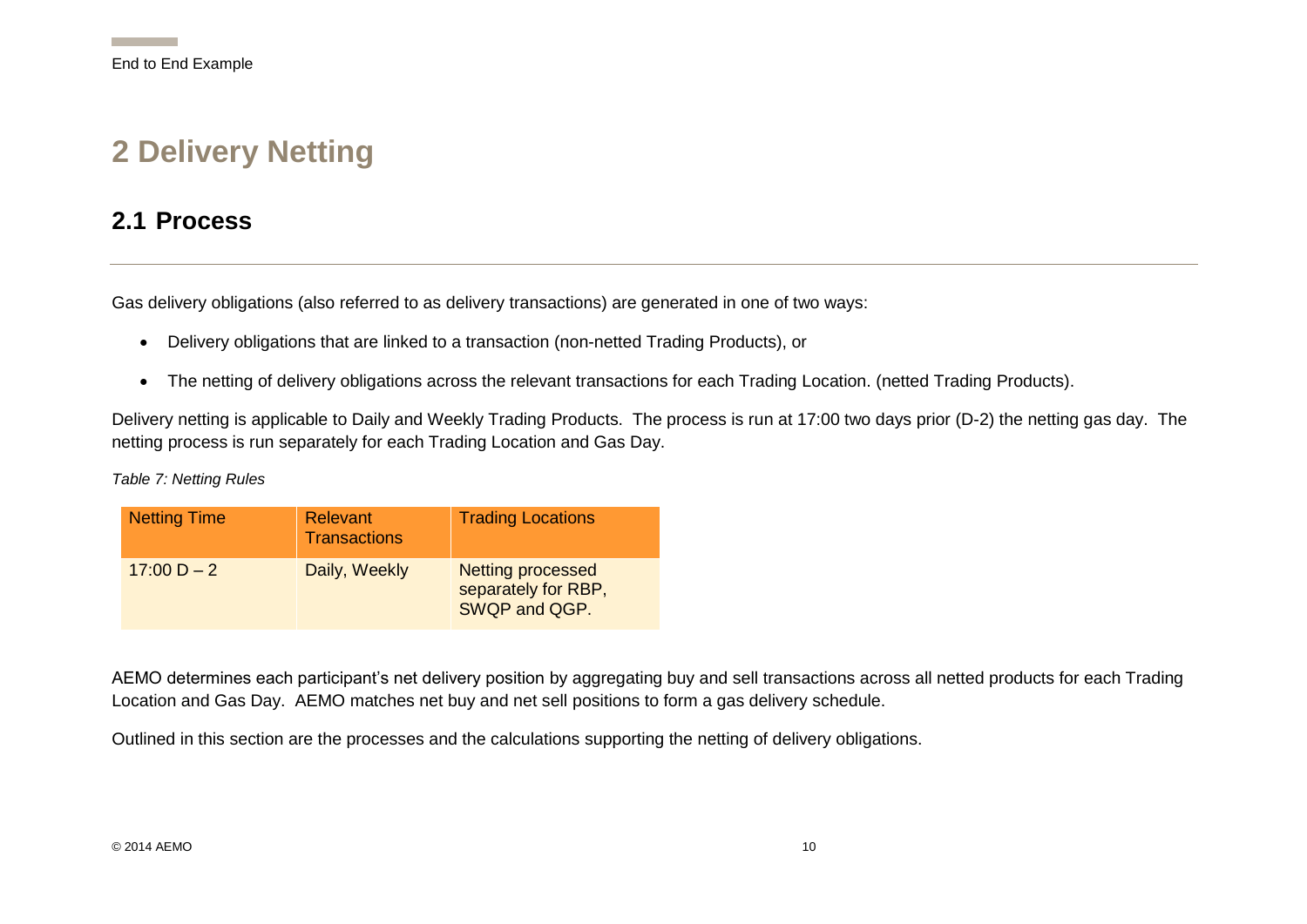# 2 Delivery Netting

## 2.1 Process

Gas delivery obligations (also referred to as delivery transactions) are generated in one of two ways:

- Delivery obligations that are linked to a transaction (non-netted Trading Products), or
- The netting of delivery obligations across the relevant transactions for each Trading Location. (netted Trading Products).

Delivery netting is applicable to Daily and Weekly Trading Products. The process is run at 17:00 two days prior (D-2) the netting gas day. The netting process is run separately for each Trading Location and Gas Day.

*Table 7: Netting Rules*

| Netting Time | Relevant Transactions | Trading Locations |
| --- | --- | --- |
| 17:00 D – 2 | Daily, Weekly | Netting processed separately for RBP, SWQP and QGP. |

AEMO determines each participant's net delivery position by aggregating buy and sell transactions across all netted products for each Trading Location and Gas Day. AEMO matches net buy and net sell positions to form a gas delivery schedule.

Outlined in this section are the processes and the calculations supporting the netting of delivery obligations.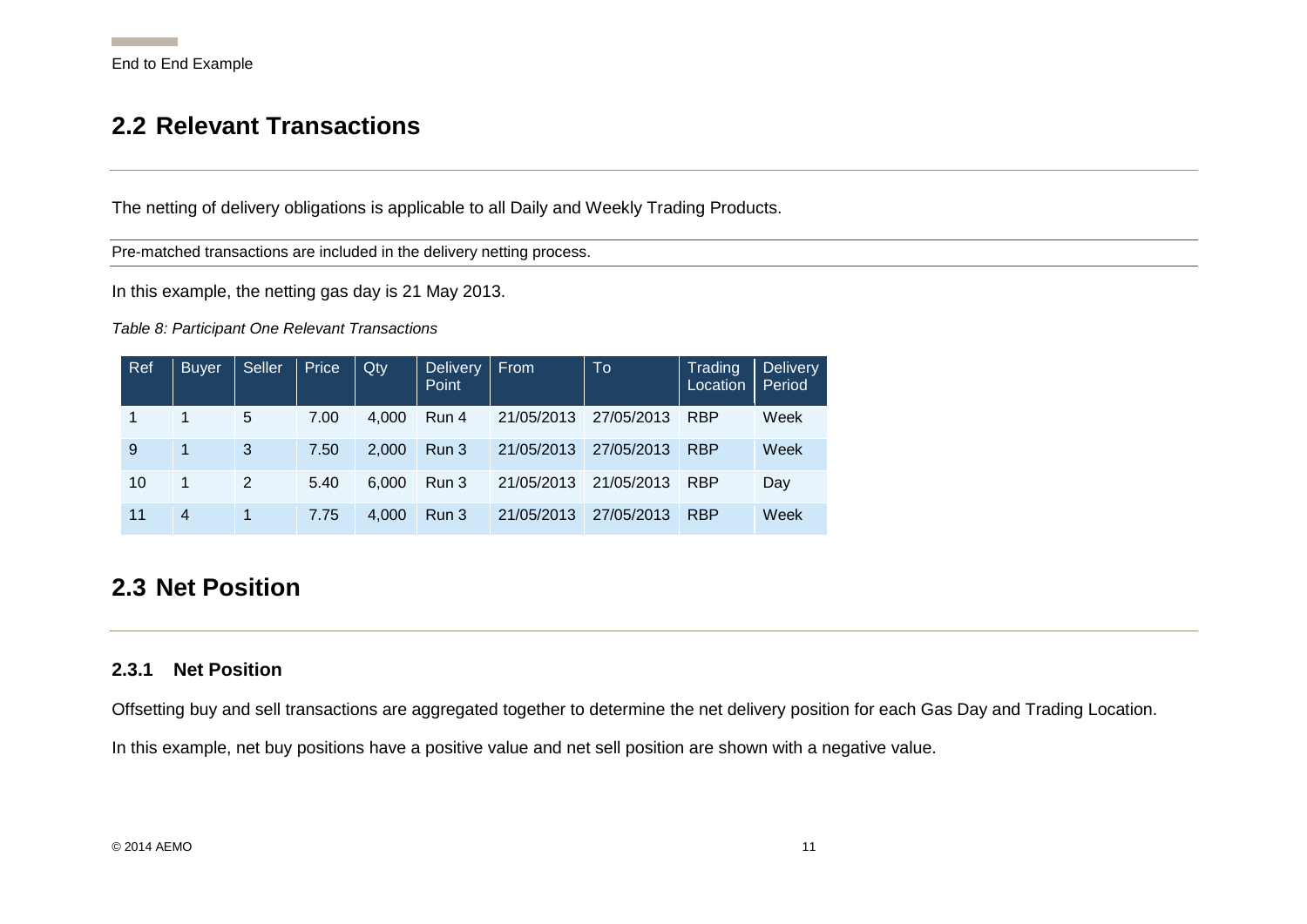## 2.2 Relevant Transactions

The netting of delivery obligations is applicable to all Daily and Weekly Trading Products.

Pre-matched transactions are included in the delivery netting process.

In this example, the netting gas day is 21 May 2013.

*Table 8: Participant One Relevant Transactions*

| Ref | Buyer | Seller | Price | Qty | Delivery Point | From | To | Trading Location | Delivery Period |
|---|---|---|---|---|---|---|---|---|---|
| 1 | 1 | 5 | 7.00 | 4,000 | Run 4 | 21/05/2013 | 27/05/2013 | RBP | Week |
| 9 | 1 | 3 | 7.50 | 2,000 | Run 3 | 21/05/2013 | 27/05/2013 | RBP | Week |
| 10 | 1 | 2 | 5.40 | 6,000 | Run 3 | 21/05/2013 | 21/05/2013 | RBP | Day |
| 11 | 4 | 1 | 7.75 | 4,000 | Run 3 | 21/05/2013 | 27/05/2013 | RBP | Week |

## 2.3 Net Position

### 2.3.1 Net Position

Offsetting buy and sell transactions are aggregated together to determine the net delivery position for each Gas Day and Trading Location.

In this example, net buy positions have a positive value and net sell position are shown with a negative value.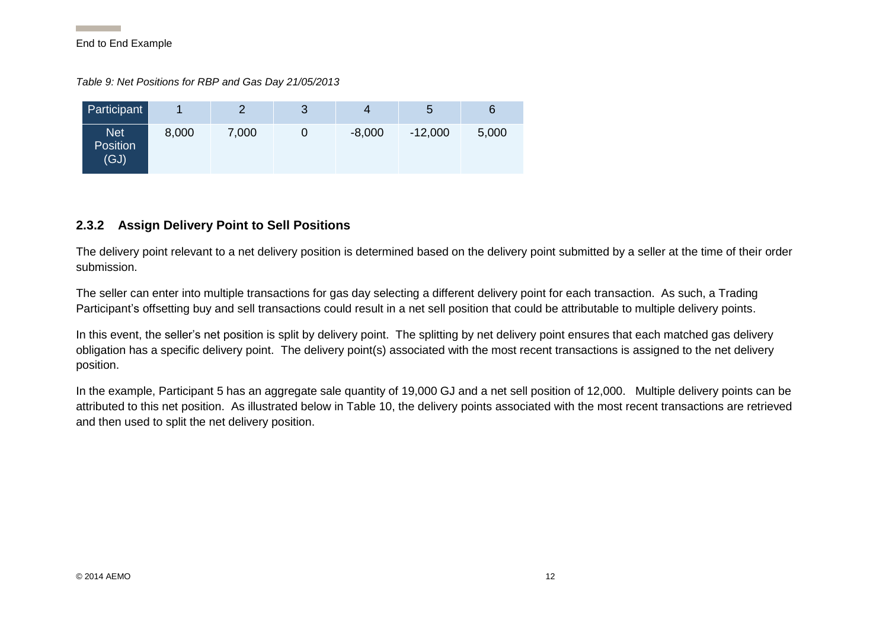*Table 9: Net Positions for RBP and Gas Day 21/05/2013*

| Participant | 1 | 2 | 3 | 4 | 5 | 6 |
|---|---|---|---|---|---|---|
| Net Position (GJ) | 8,000 | 7,000 | 0 | -8,000 | -12,000 | 5,000 |

### 2.3.2 Assign Delivery Point to Sell Positions

The delivery point relevant to a net delivery position is determined based on the delivery point submitted by a seller at the time of their order submission.

The seller can enter into multiple transactions for gas day selecting a different delivery point for each transaction. As such, a Trading Participant's offsetting buy and sell transactions could result in a net sell position that could be attributable to multiple delivery points.

In this event, the seller's net position is split by delivery point. The splitting by net delivery point ensures that each matched gas delivery obligation has a specific delivery point. The delivery point(s) associated with the most recent transactions is assigned to the net delivery position.

In the example, Participant 5 has an aggregate sale quantity of 19,000 GJ and a net sell position of 12,000. Multiple delivery points can be attributed to this net position. As illustrated below in Table 10, the delivery points associated with the most recent transactions are retrieved and then used to split the net delivery position.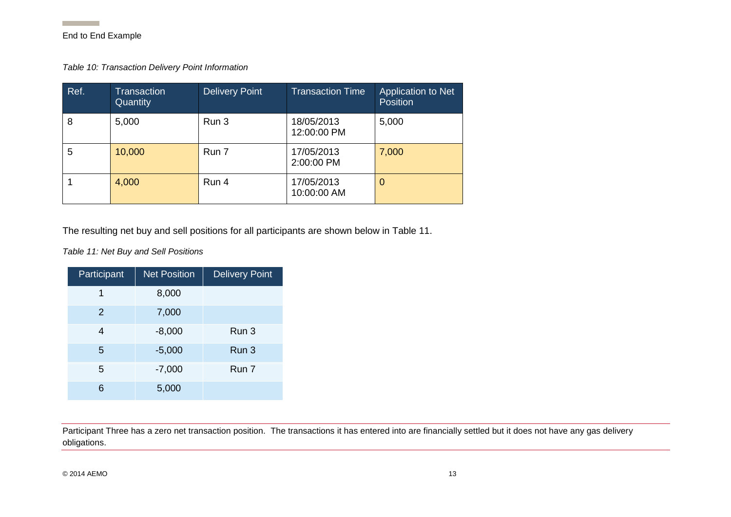*Table 10: Transaction Delivery Point Information*

| Ref. | Transaction Quantity | Delivery Point | Transaction Time | Application to Net Position |
|---|---|---|---|---|
| 8 | 5,000 | Run 3 | 18/05/2013 12:00:00 PM | 5,000 |
| 5 | 10,000 | Run 7 | 17/05/2013 2:00:00 PM | 7,000 |
| 1 | 4,000 | Run 4 | 17/05/2013 10:00:00 AM | 0 |

The resulting net buy and sell positions for all participants are shown below in Table 11.

*Table 11: Net Buy and Sell Positions*

| Participant | Net Position | Delivery Point |
|---|---|---|
| 1 | 8,000 | |
| 2 | 7,000 | |
| 4 | -8,000 | Run 3 |
| 5 | -5,000 | Run 3 |
| 5 | -7,000 | Run 7 |
| 6 | 5,000 | |

Participant Three has a zero net transaction position. The transactions it has entered into are financially settled but it does not have any gas delivery obligations.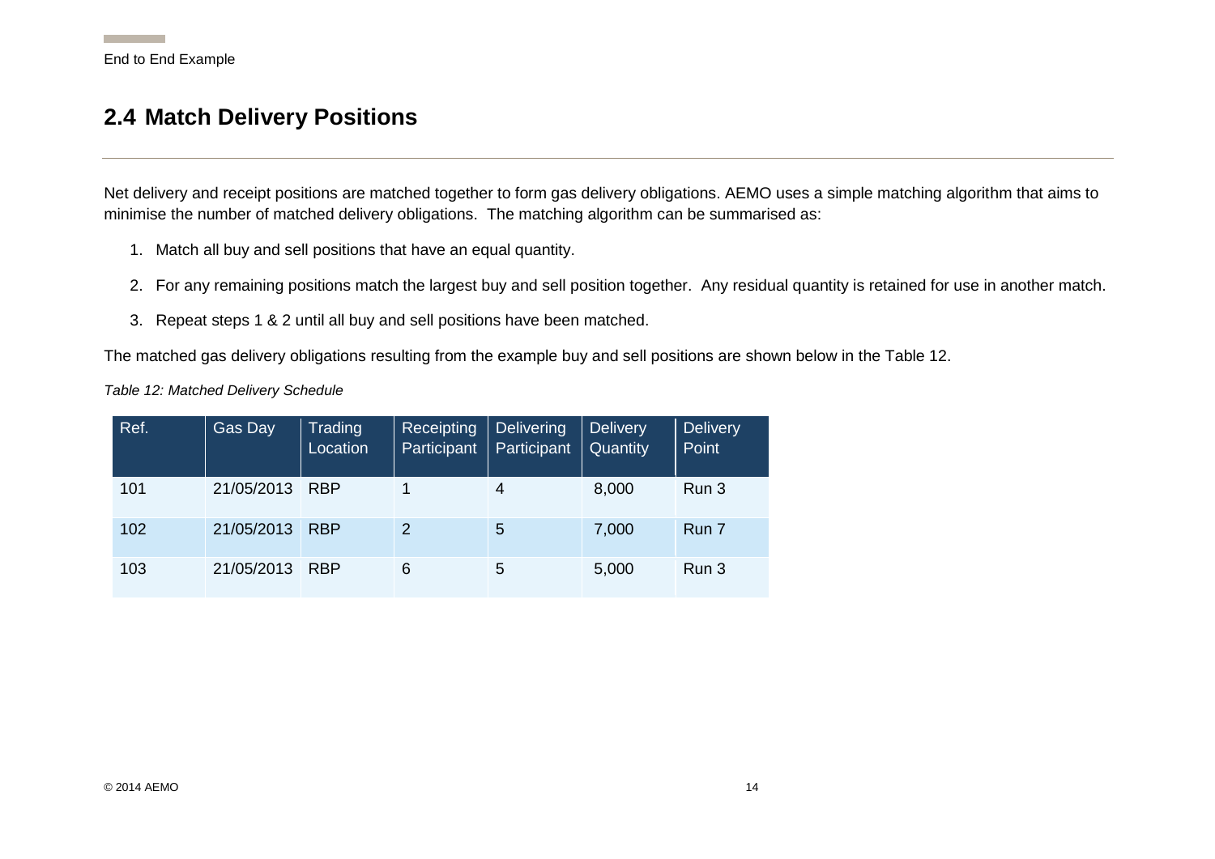## 2.4 Match Delivery Positions

Net delivery and receipt positions are matched together to form gas delivery obligations. AEMO uses a simple matching algorithm that aims to minimise the number of matched delivery obligations. The matching algorithm can be summarised as:

1. Match all buy and sell positions that have an equal quantity.
2. For any remaining positions match the largest buy and sell position together. Any residual quantity is retained for use in another match.
3. Repeat steps 1 & 2 until all buy and sell positions have been matched.

The matched gas delivery obligations resulting from the example buy and sell positions are shown below in the Table 12.

*Table 12: Matched Delivery Schedule*

| Ref. | Gas Day | Trading Location | Receipting Participant | Delivering Participant | Delivery Quantity | Delivery Point |
|---|---|---|---|---|---|---|
| 101 | 21/05/2013 | RBP | 1 | 4 | 8,000 | Run 3 |
| 102 | 21/05/2013 | RBP | 2 | 5 | 7,000 | Run 7 |
| 103 | 21/05/2013 | RBP | 6 | 5 | 5,000 | Run 3 |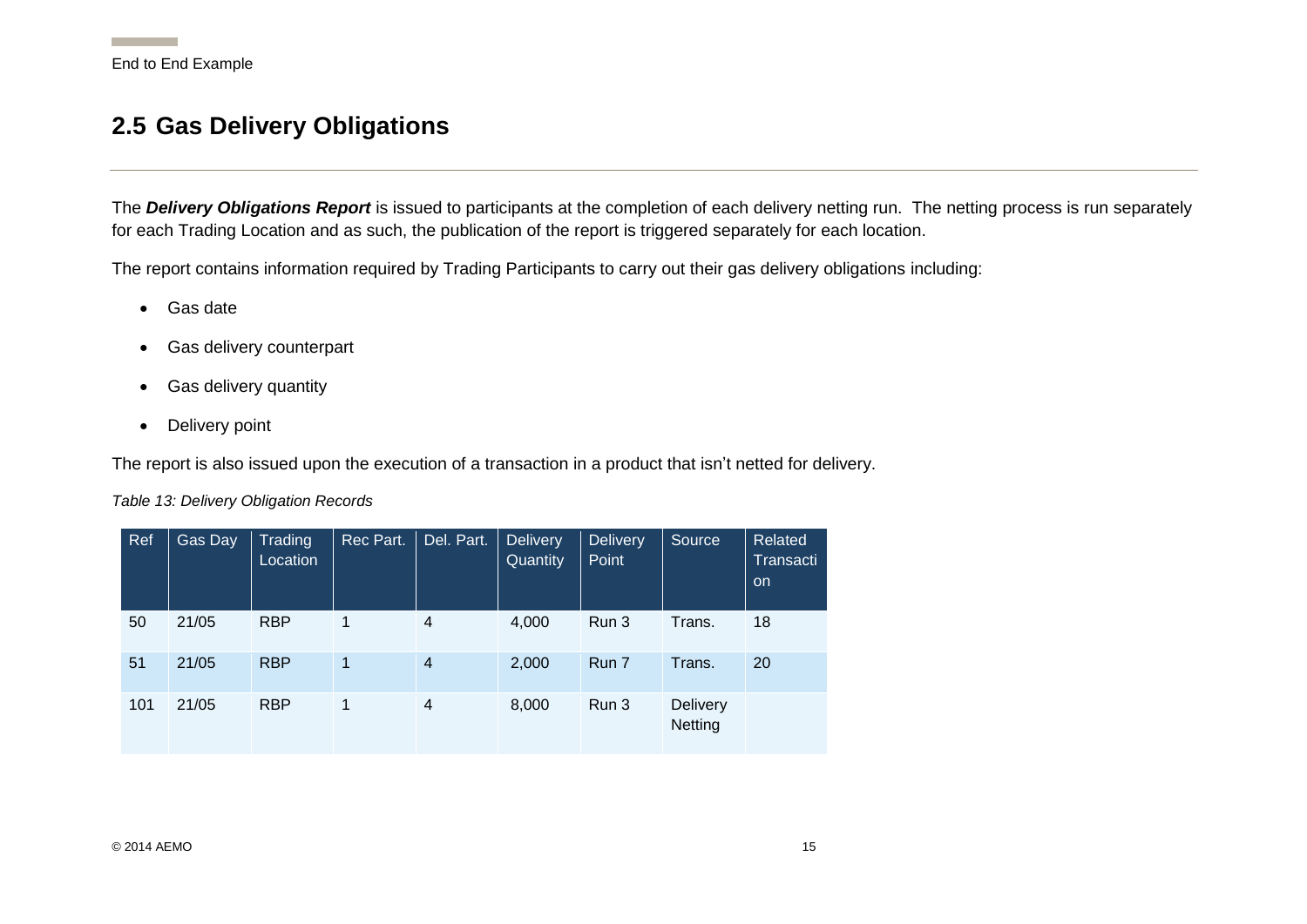## 2.5 Gas Delivery Obligations

The ***Delivery Obligations Report*** is issued to participants at the completion of each delivery netting run. The netting process is run separately for each Trading Location and as such, the publication of the report is triggered separately for each location.

The report contains information required by Trading Participants to carry out their gas delivery obligations including:

- Gas date
- Gas delivery counterpart
- Gas delivery quantity
- Delivery point

The report is also issued upon the execution of a transaction in a product that isn't netted for delivery.

*Table 13: Delivery Obligation Records*

| Ref | Gas Day | Trading Location | Rec Part. | Del. Part. | Delivery Quantity | Delivery Point | Source | Related Transaction |
|---|---|---|---|---|---|---|---|---|
| 50 | 21/05 | RBP | 1 | 4 | 4,000 | Run 3 | Trans. | 18 |
| 51 | 21/05 | RBP | 1 | 4 | 2,000 | Run 7 | Trans. | 20 |
| 101 | 21/05 | RBP | 1 | 4 | 8,000 | Run 3 | Delivery Netting | |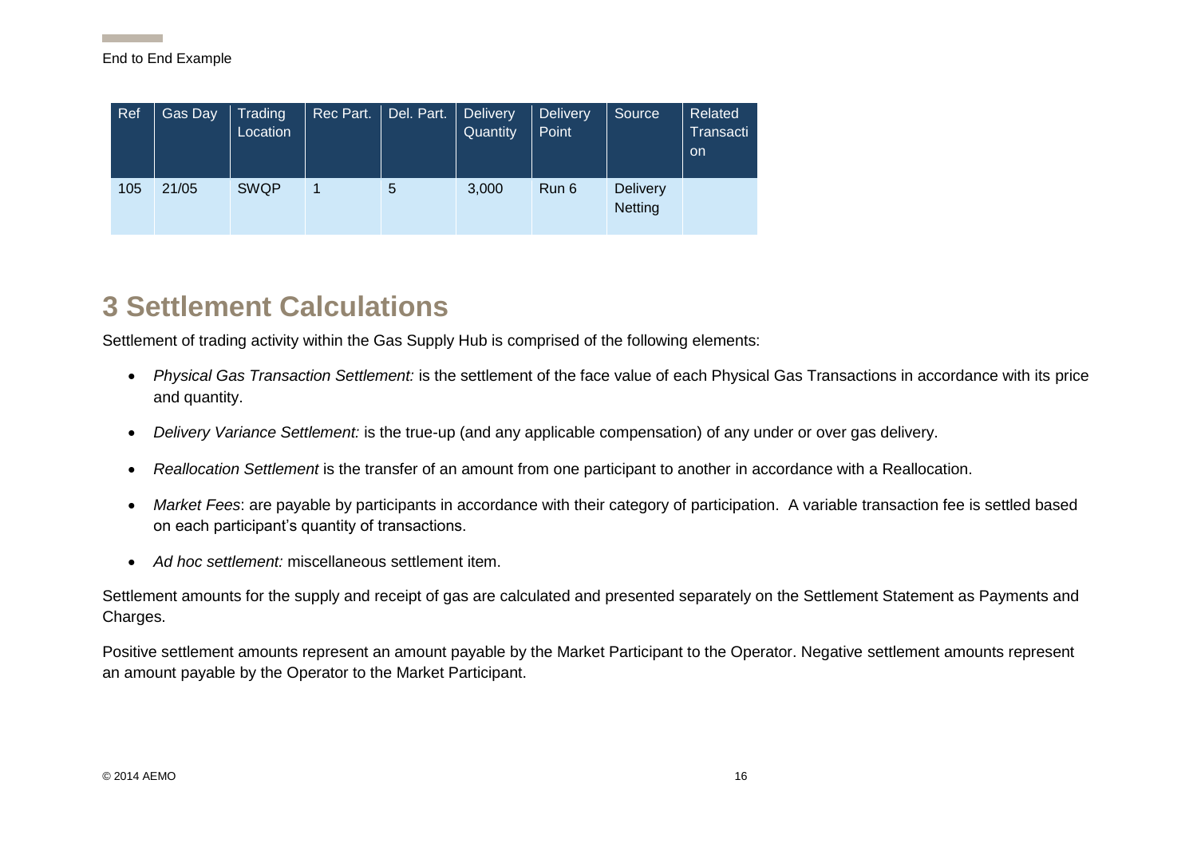| Ref | Gas Day | Trading Location | Rec Part. | Del. Part. | Delivery Quantity | Delivery Point | Source | Related Transaction |
|---|---|---|---|---|---|---|---|---|
| 105 | 21/05 | SWQP | 1 | 5 | 3,000 | Run 6 | Delivery Netting | |

# 3 Settlement Calculations

Settlement of trading activity within the Gas Supply Hub is comprised of the following elements:

- *Physical Gas Transaction Settlement:* is the settlement of the face value of each Physical Gas Transactions in accordance with its price and quantity.
- *Delivery Variance Settlement:* is the true-up (and any applicable compensation) of any under or over gas delivery.
- *Reallocation Settlement* is the transfer of an amount from one participant to another in accordance with a Reallocation.
- *Market Fees*: are payable by participants in accordance with their category of participation. A variable transaction fee is settled based on each participant's quantity of transactions.
- *Ad hoc settlement:* miscellaneous settlement item.

Settlement amounts for the supply and receipt of gas are calculated and presented separately on the Settlement Statement as Payments and Charges.

Positive settlement amounts represent an amount payable by the Market Participant to the Operator. Negative settlement amounts represent an amount payable by the Operator to the Market Participant.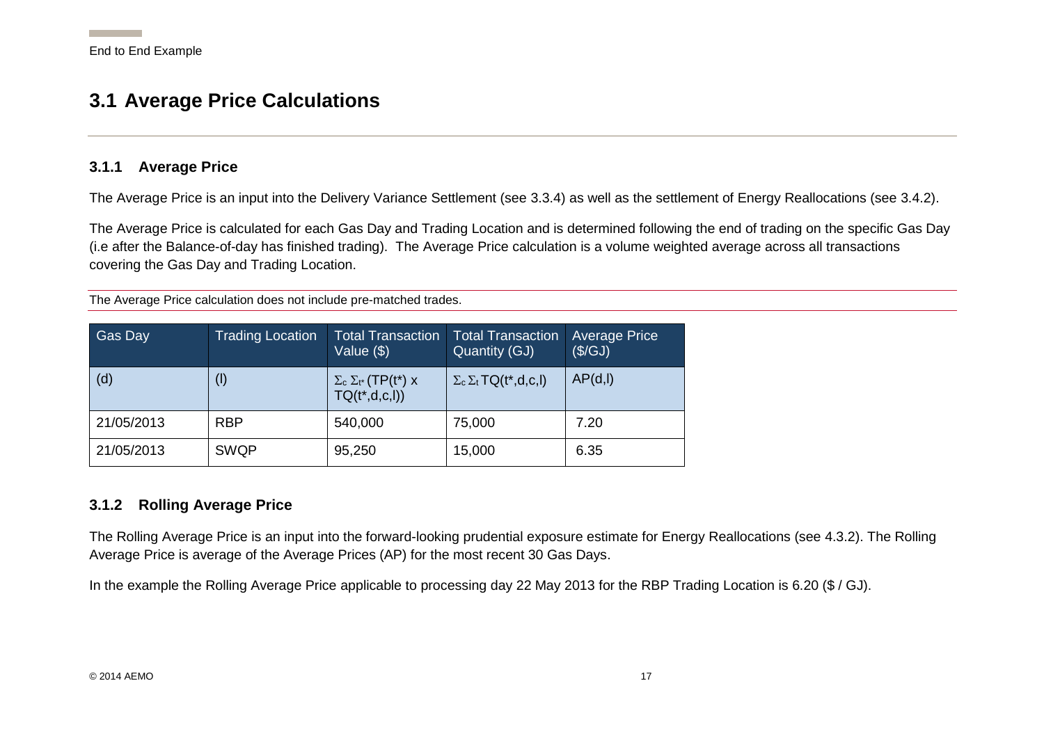## 3.1 Average Price Calculations

### 3.1.1 Average Price

The Average Price is an input into the Delivery Variance Settlement (see 3.3.4) as well as the settlement of Energy Reallocations (see 3.4.2).

The Average Price is calculated for each Gas Day and Trading Location and is determined following the end of trading on the specific Gas Day (i.e after the Balance-of-day has finished trading). The Average Price calculation is a volume weighted average across all transactions covering the Gas Day and Trading Location.

The Average Price calculation does not include pre-matched trades.

| Gas Day | Trading Location | Total Transaction Value ($) | Total Transaction Quantity (GJ) | Average Price ($/GJ) |
|---|---|---|---|---|
| (d) | (l) | $\Sigma_c \Sigma_{t*}(TP(t^*) \times TQ(t^*,d,c,l))$ | $\Sigma_c \Sigma_t TQ(t^*,d,c,l)$ | AP(d,l) |
| 21/05/2013 | RBP | 540,000 | 75,000 | 7.20 |
| 21/05/2013 | SWQP | 95,250 | 15,000 | 6.35 |

### 3.1.2 Rolling Average Price

The Rolling Average Price is an input into the forward-looking prudential exposure estimate for Energy Reallocations (see 4.3.2). The Rolling Average Price is average of the Average Prices (AP) for the most recent 30 Gas Days.

In the example the Rolling Average Price applicable to processing day 22 May 2013 for the RBP Trading Location is 6.20 ($ / GJ).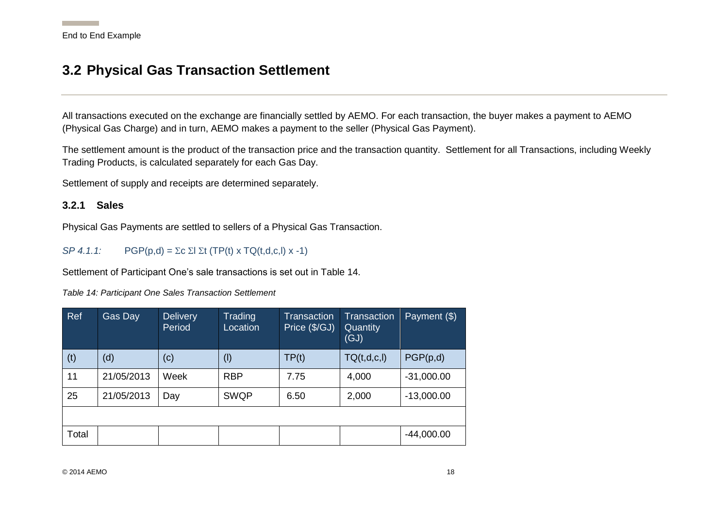## 3.2 Physical Gas Transaction Settlement

All transactions executed on the exchange are financially settled by AEMO. For each transaction, the buyer makes a payment to AEMO (Physical Gas Charge) and in turn, AEMO makes a payment to the seller (Physical Gas Payment).

The settlement amount is the product of the transaction price and the transaction quantity. Settlement for all Transactions, including Weekly Trading Products, is calculated separately for each Gas Day.

Settlement of supply and receipts are determined separately.

### 3.2.1 Sales

Physical Gas Payments are settled to sellers of a Physical Gas Transaction.

*SP 4.1.1:* $PGP(p,d) = \Sigma c \; \Sigma l \; \Sigma t \; (TP(t) \times TQ(t,d,c,l) \times -1)$

Settlement of Participant One's sale transactions is set out in Table 14.

*Table 14: Participant One Sales Transaction Settlement*

| Ref | Gas Day | Delivery Period | Trading Location | Transaction Price ($/GJ) | Transaction Quantity (GJ) | Payment ($) |
|---|---|---|---|---|---|---|
| (t) | (d) | (c) | (l) | TP(t) | TQ(t,d,c,l) | PGP(p,d) |
| 11 | 21/05/2013 | Week | RBP | 7.75 | 4,000 | -31,000.00 |
| 25 | 21/05/2013 | Day | SWQP | 6.50 | 2,000 | -13,000.00 |
| | | | | | | |
| Total | | | | | | -44,000.00 |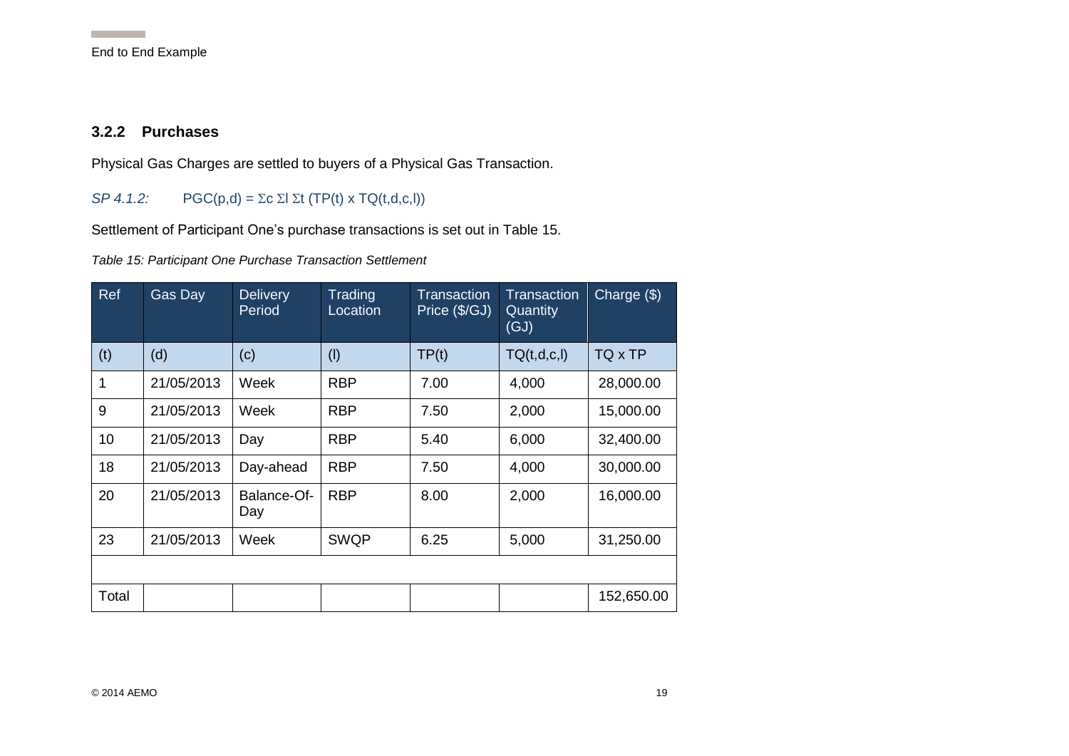### 3.2.2 Purchases

Physical Gas Charges are settled to buyers of a Physical Gas Transaction.

*SP 4.1.2:* $PGC(p,d) = \Sigma c \ \Sigma l \ \Sigma t \ (TP(t) \times TQ(t,d,c,l))$

Settlement of Participant One's purchase transactions is set out in Table 15.

*Table 15: Participant One Purchase Transaction Settlement*

| Ref | Gas Day | Delivery Period | Trading Location | Transaction Price ($/GJ) | Transaction Quantity (GJ) | Charge ($) |
|---|---|---|---|---|---|---|
| (t) | (d) | (c) | (l) | TP(t) | TQ(t,d,c,l) | TQ x TP |
| 1 | 21/05/2013 | Week | RBP | 7.00 | 4,000 | 28,000.00 |
| 9 | 21/05/2013 | Week | RBP | 7.50 | 2,000 | 15,000.00 |
| 10 | 21/05/2013 | Day | RBP | 5.40 | 6,000 | 32,400.00 |
| 18 | 21/05/2013 | Day-ahead | RBP | 7.50 | 4,000 | 30,000.00 |
| 20 | 21/05/2013 | Balance-Of-Day | RBP | 8.00 | 2,000 | 16,000.00 |
| 23 | 21/05/2013 | Week | SWQP | 6.25 | 5,000 | 31,250.00 |
| | | | | | | |
| Total | | | | | | 152,650.00 |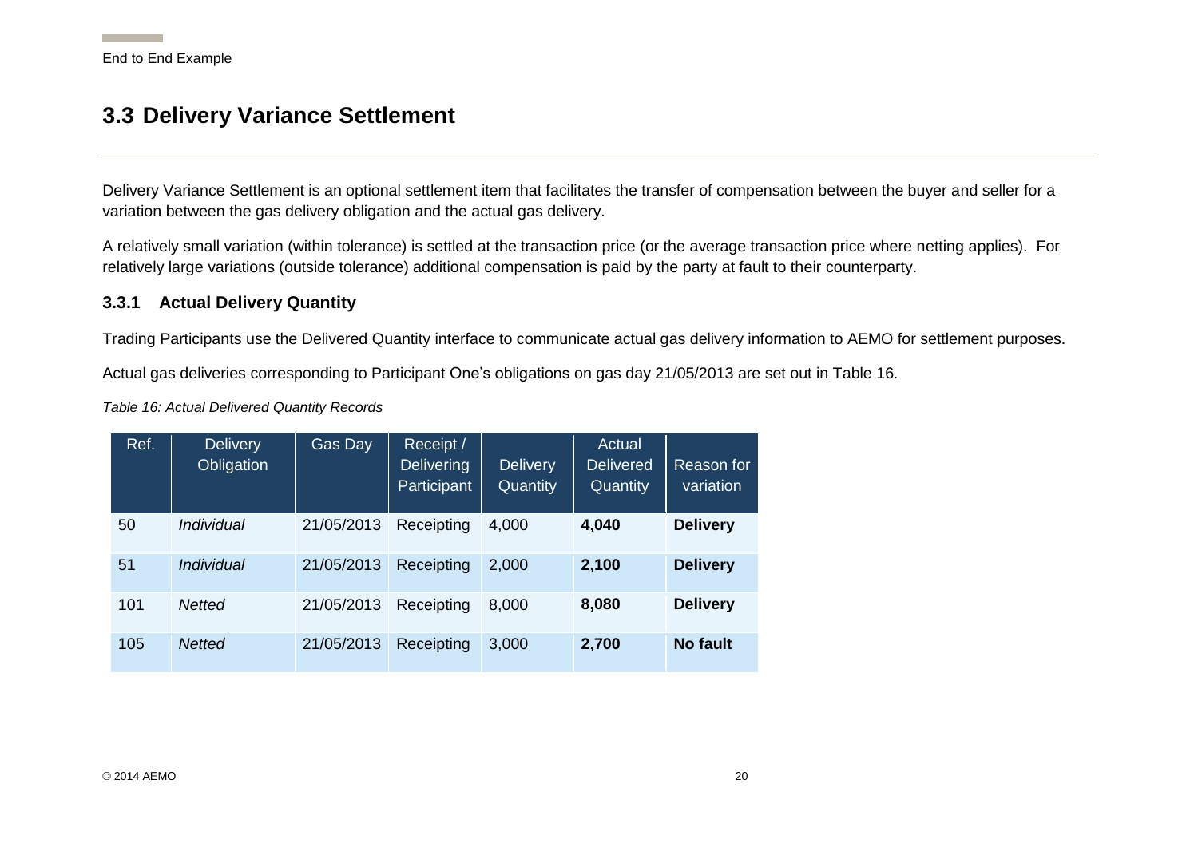## 3.3 Delivery Variance Settlement

Delivery Variance Settlement is an optional settlement item that facilitates the transfer of compensation between the buyer and seller for a variation between the gas delivery obligation and the actual gas delivery.

A relatively small variation (within tolerance) is settled at the transaction price (or the average transaction price where netting applies). For relatively large variations (outside tolerance) additional compensation is paid by the party at fault to their counterparty.

### 3.3.1 Actual Delivery Quantity

Trading Participants use the Delivered Quantity interface to communicate actual gas delivery information to AEMO for settlement purposes.

Actual gas deliveries corresponding to Participant One's obligations on gas day 21/05/2013 are set out in Table 16.

*Table 16: Actual Delivered Quantity Records*

| Ref. | Delivery Obligation | Gas Day | Receipt / Delivering Participant | Delivery Quantity | Actual Delivered Quantity | Reason for variation |
|---|---|---|---|---|---|---|
| 50 | *Individual* | 21/05/2013 | Receipting | 4,000 | **4,040** | **Delivery** |
| 51 | *Individual* | 21/05/2013 | Receipting | 2,000 | **2,100** | **Delivery** |
| 101 | *Netted* | 21/05/2013 | Receipting | 8,000 | **8,080** | **Delivery** |
| 105 | *Netted* | 21/05/2013 | Receipting | 3,000 | **2,700** | **No fault** |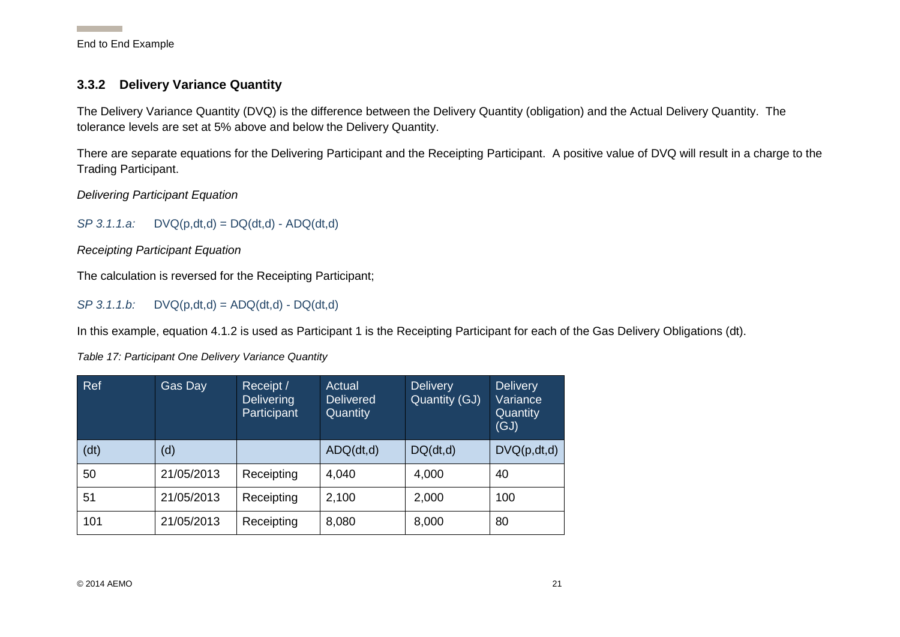### 3.3.2 Delivery Variance Quantity

The Delivery Variance Quantity (DVQ) is the difference between the Delivery Quantity (obligation) and the Actual Delivery Quantity. The tolerance levels are set at 5% above and below the Delivery Quantity.

There are separate equations for the Delivering Participant and the Receipting Participant. A positive value of DVQ will result in a charge to the Trading Participant.

*Delivering Participant Equation*

*SP 3.1.1.a:* $DVQ(p,dt,d) = DQ(dt,d) - ADQ(dt,d)$

*Receipting Participant Equation*

The calculation is reversed for the Receipting Participant;

*SP 3.1.1.b:* $DVQ(p,dt,d) = ADQ(dt,d) - DQ(dt,d)$

In this example, equation 4.1.2 is used as Participant 1 is the Receipting Participant for each of the Gas Delivery Obligations (dt).

*Table 17: Participant One Delivery Variance Quantity*

| Ref | Gas Day | Receipt / Delivering Participant | Actual Delivered Quantity | Delivery Quantity (GJ) | Delivery Variance Quantity (GJ) |
|---|---|---|---|---|---|
| (dt) | (d) | | ADQ(dt,d) | DQ(dt,d) | DVQ(p,dt,d) |
| 50 | 21/05/2013 | Receipting | 4,040 | 4,000 | 40 |
| 51 | 21/05/2013 | Receipting | 2,100 | 2,000 | 100 |
| 101 | 21/05/2013 | Receipting | 8,080 | 8,000 | 80 |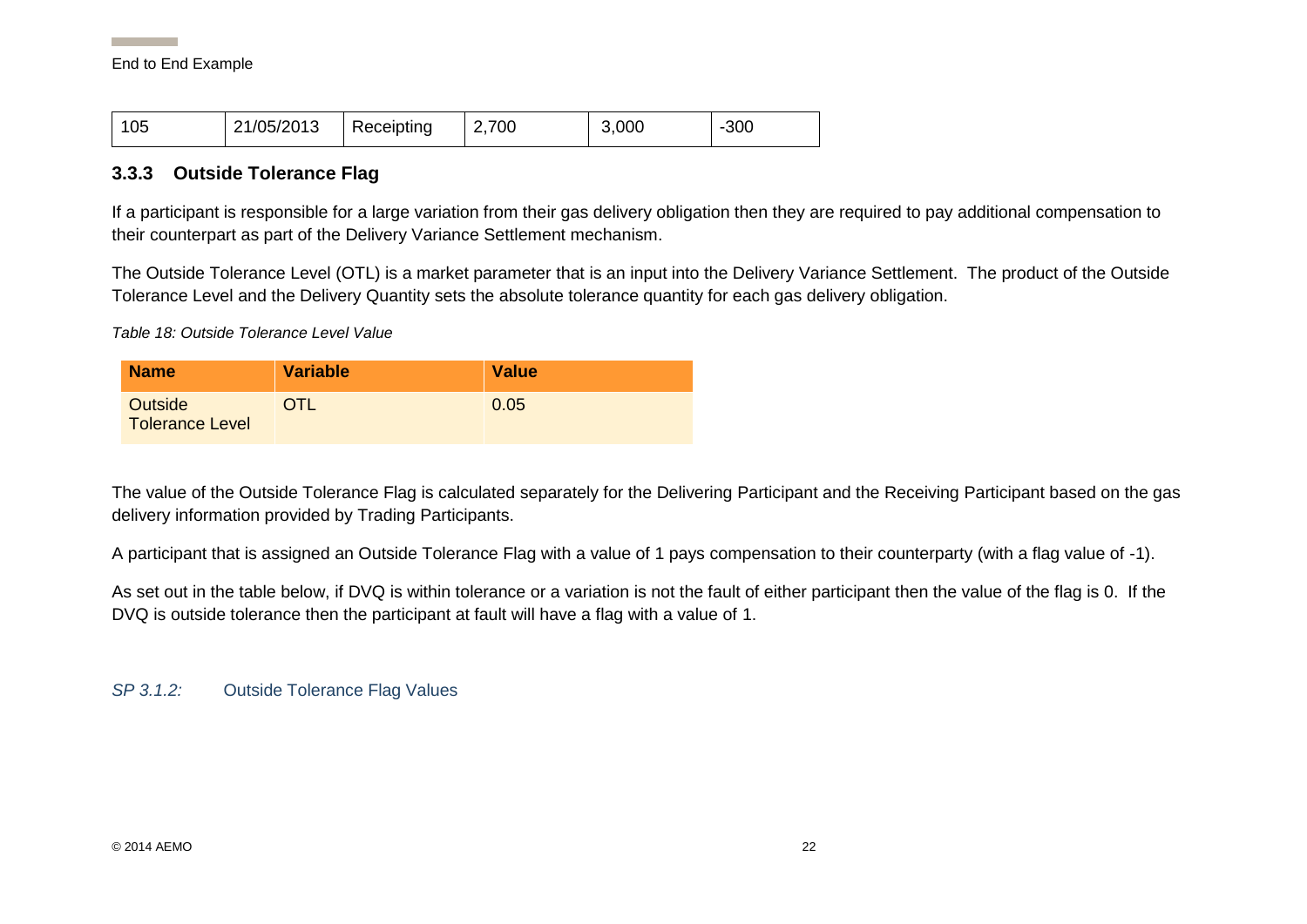| 105 | 21/05/2013 | Receipting | 2,700 | 3,000 | -300 |
|---|---|---|---|---|---|

### 3.3.3 Outside Tolerance Flag

If a participant is responsible for a large variation from their gas delivery obligation then they are required to pay additional compensation to their counterpart as part of the Delivery Variance Settlement mechanism.

The Outside Tolerance Level (OTL) is a market parameter that is an input into the Delivery Variance Settlement. The product of the Outside Tolerance Level and the Delivery Quantity sets the absolute tolerance quantity for each gas delivery obligation.

*Table 18: Outside Tolerance Level Value*

| Name | Variable | Value |
|---|---|---|
| Outside Tolerance Level | OTL | 0.05 |

The value of the Outside Tolerance Flag is calculated separately for the Delivering Participant and the Receiving Participant based on the gas delivery information provided by Trading Participants.

A participant that is assigned an Outside Tolerance Flag with a value of 1 pays compensation to their counterparty (with a flag value of -1).

As set out in the table below, if DVQ is within tolerance or a variation is not the fault of either participant then the value of the flag is 0. If the DVQ is outside tolerance then the participant at fault will have a flag with a value of 1.

*SP 3.1.2:* Outside Tolerance Flag Values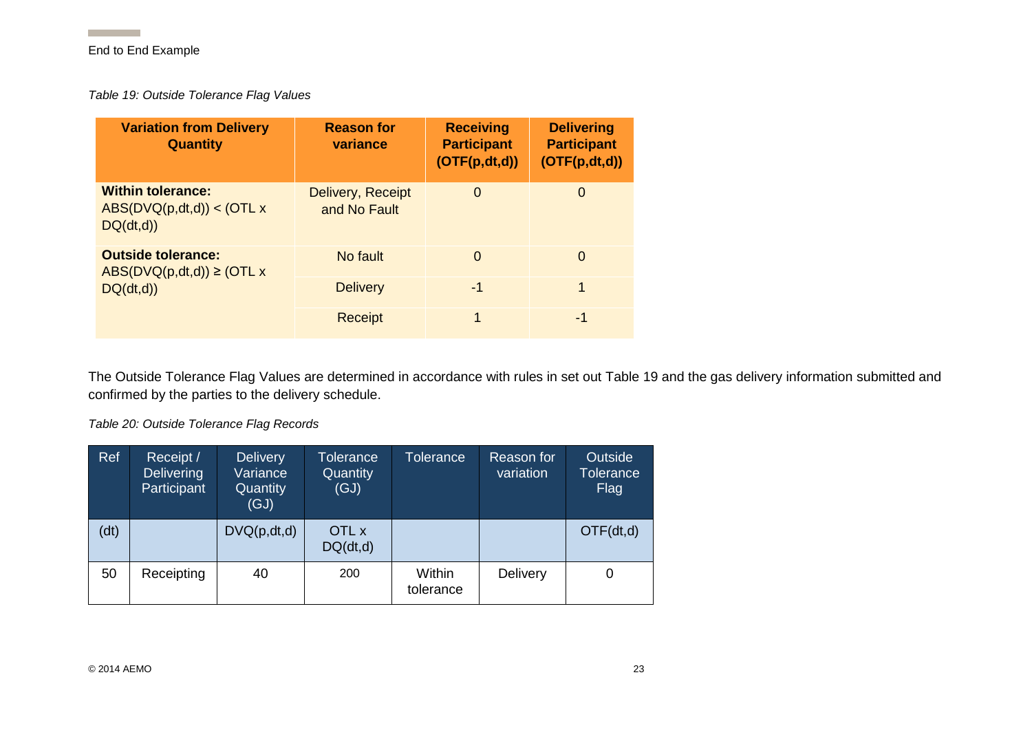*Table 19: Outside Tolerance Flag Values*

| Variation from Delivery Quantity | Reason for variance | Receiving Participant (OTF(p,dt,d)) | Delivering Participant (OTF(p,dt,d)) |
|---|---|---|---|
| **Within tolerance:** ABS(DVQ(p,dt,d)) < (OTL x DQ(dt,d)) | Delivery, Receipt and No Fault | 0 | 0 |
| **Outside tolerance:** ABS(DVQ(p,dt,d)) ≥ (OTL x DQ(dt,d)) | No fault | 0 | 0 |
| | Delivery | -1 | 1 |
| | Receipt | 1 | -1 |

The Outside Tolerance Flag Values are determined in accordance with rules in set out Table 19 and the gas delivery information submitted and confirmed by the parties to the delivery schedule.

*Table 20: Outside Tolerance Flag Records*

| Ref | Receipt / Delivering Participant | Delivery Variance Quantity (GJ) | Tolerance Quantity (GJ) | Tolerance | Reason for variation | Outside Tolerance Flag |
|---|---|---|---|---|---|---|
| (dt) | | DVQ(p,dt,d) | OTL x DQ(dt,d) | | | OTF(dt,d) |
| 50 | Receipting | 40 | 200 | Within tolerance | Delivery | 0 |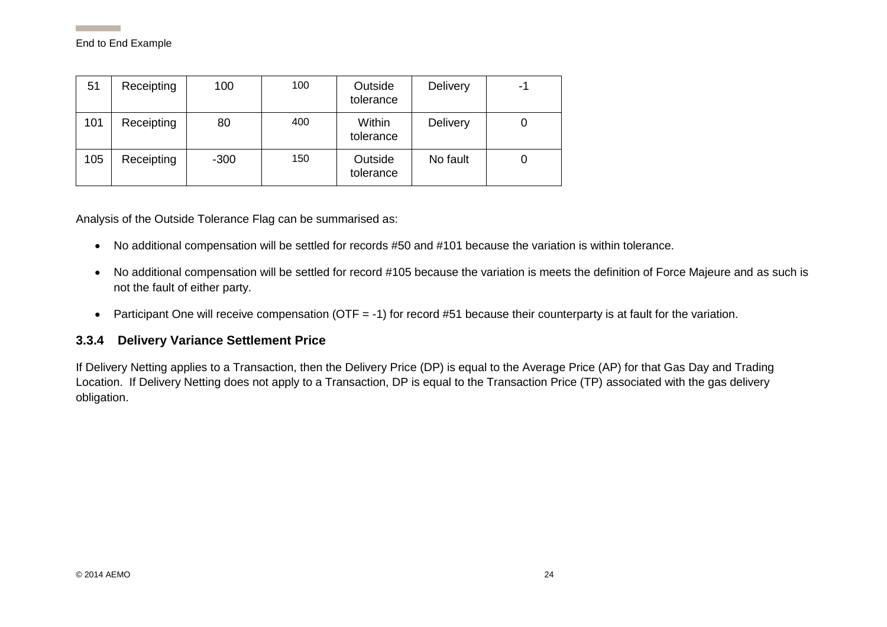| 51 | Receipting | 100 | 100 | Outside tolerance | Delivery | -1 |
|---|---|---|---|---|---|---|
| 101 | Receipting | 80 | 400 | Within tolerance | Delivery | 0 |
| 105 | Receipting | -300 | 150 | Outside tolerance | No fault | 0 |

Analysis of the Outside Tolerance Flag can be summarised as:

- No additional compensation will be settled for records #50 and #101 because the variation is within tolerance.
- No additional compensation will be settled for record #105 because the variation is meets the definition of Force Majeure and as such is not the fault of either party.
- Participant One will receive compensation (OTF = -1) for record #51 because their counterparty is at fault for the variation.

### 3.3.4 Delivery Variance Settlement Price

If Delivery Netting applies to a Transaction, then the Delivery Price (DP) is equal to the Average Price (AP) for that Gas Day and Trading Location. If Delivery Netting does not apply to a Transaction, DP is equal to the Transaction Price (TP) associated with the gas delivery obligation.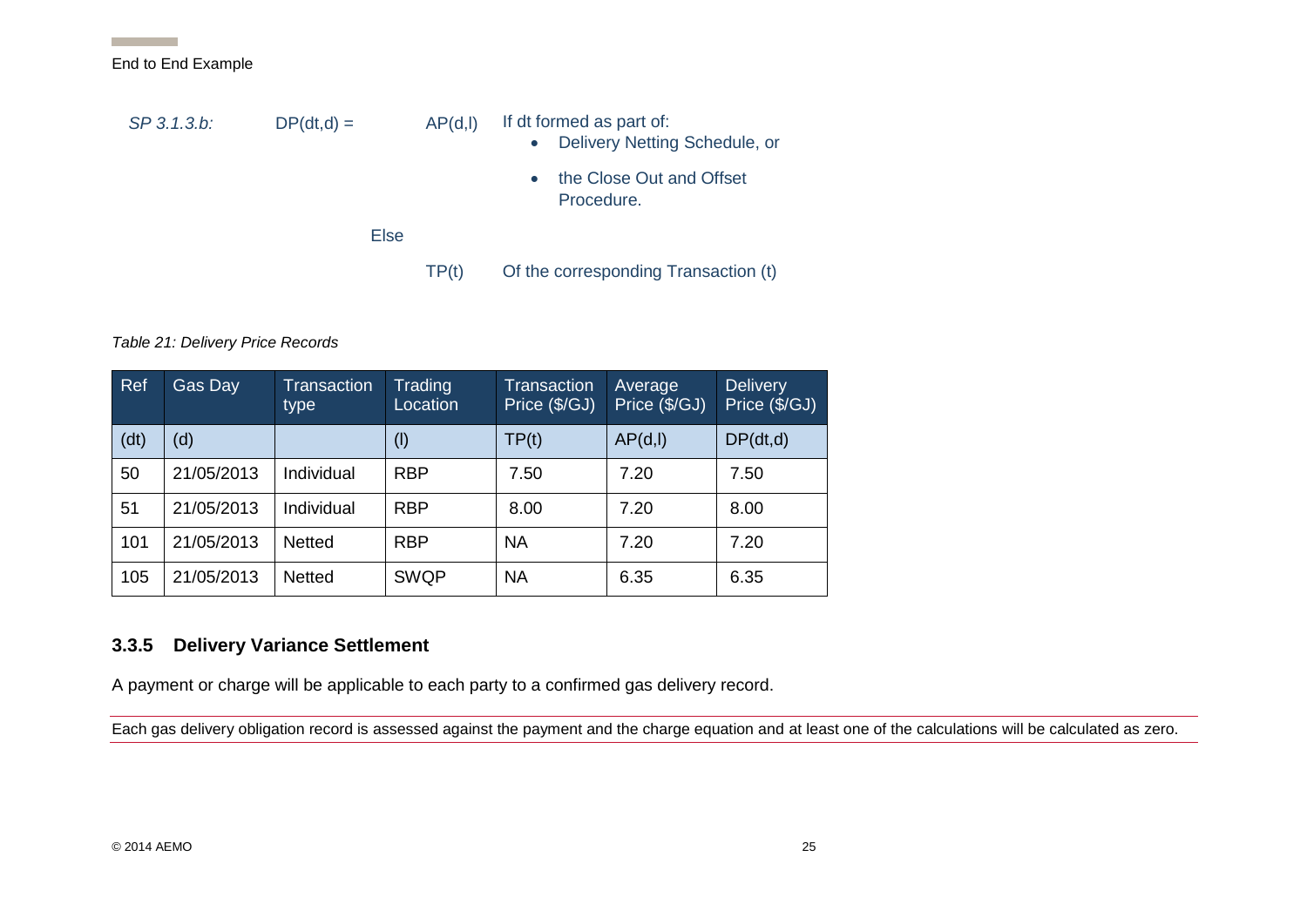*SP 3.1.3.b:* DP(dt,d) = AP(d,l) If dt formed as part of:

- Delivery Netting Schedule, or
- the Close Out and Offset Procedure.

Else

TP(t) Of the corresponding Transaction (t)

*Table 21: Delivery Price Records*

| Ref | Gas Day | Transaction type | Trading Location | Transaction Price ($/GJ) | Average Price ($/GJ) | Delivery Price ($/GJ) |
|---|---|---|---|---|---|---|
| (dt) | (d) | | (l) | TP(t) | AP(d,l) | DP(dt,d) |
| 50 | 21/05/2013 | Individual | RBP | 7.50 | 7.20 | 7.50 |
| 51 | 21/05/2013 | Individual | RBP | 8.00 | 7.20 | 8.00 |
| 101 | 21/05/2013 | Netted | RBP | NA | 7.20 | 7.20 |
| 105 | 21/05/2013 | Netted | SWQP | NA | 6.35 | 6.35 |

### 3.3.5 Delivery Variance Settlement

A payment or charge will be applicable to each party to a confirmed gas delivery record.

Each gas delivery obligation record is assessed against the payment and the charge equation and at least one of the calculations will be calculated as zero.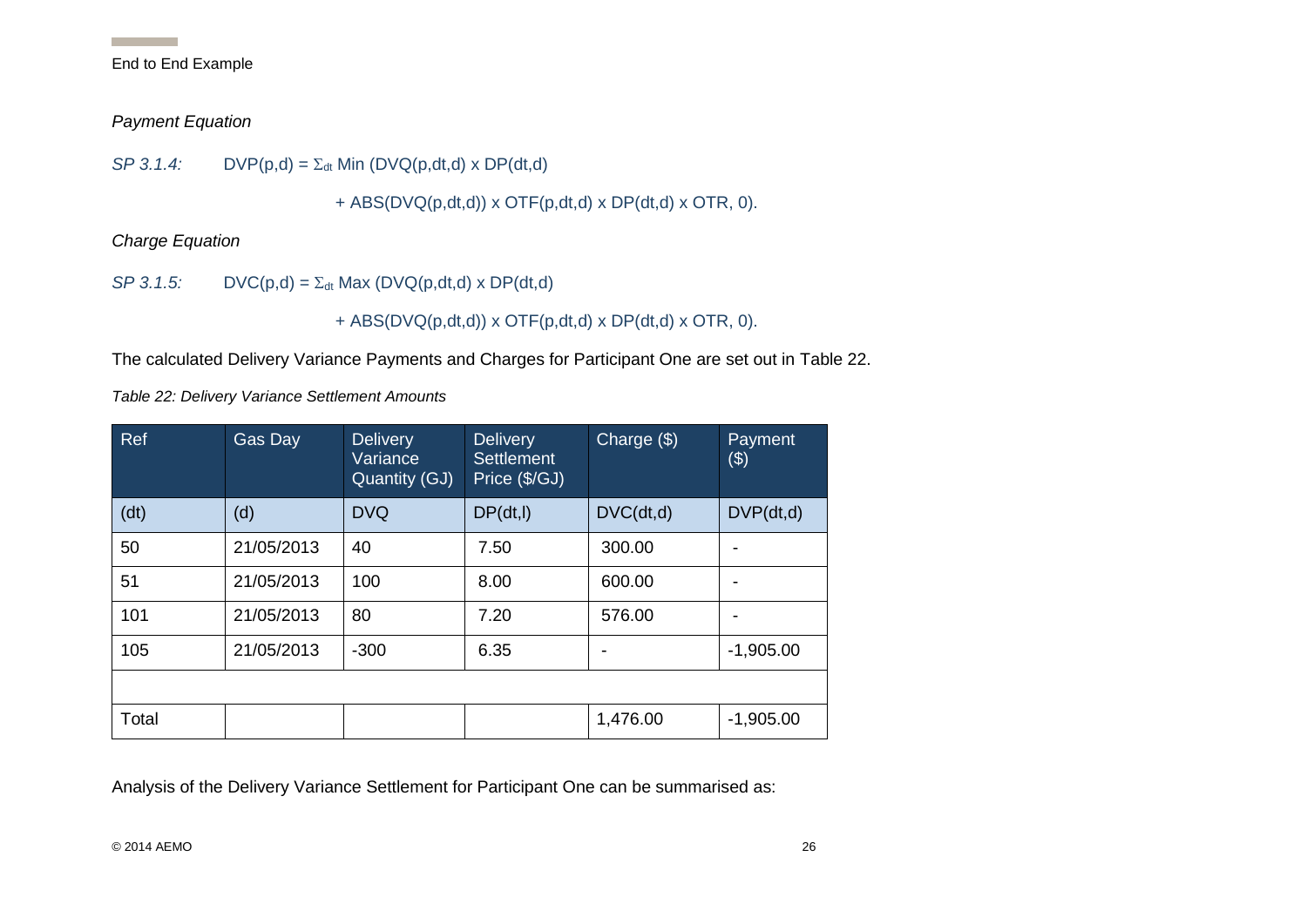*Payment Equation*

*SP 3.1.4:* $DVP(p,d) = \Sigma_{dt}$ Min (DVQ(p,dt,d) x DP(dt,d)

+ ABS(DVQ(p,dt,d)) x OTF(p,dt,d) x DP(dt,d) x OTR, 0).

*Charge Equation*

*SP 3.1.5:* $DVC(p,d) = \Sigma_{dt}$ Max (DVQ(p,dt,d) x DP(dt,d)

+ ABS(DVQ(p,dt,d)) x OTF(p,dt,d) x DP(dt,d) x OTR, 0).

The calculated Delivery Variance Payments and Charges for Participant One are set out in Table 22.

*Table 22: Delivery Variance Settlement Amounts*

| Ref | Gas Day | Delivery Variance Quantity (GJ) | Delivery Settlement Price ($/GJ) | Charge ($) | Payment ($) |
|---|---|---|---|---|---|
| (dt) | (d) | DVQ | DP(dt,l) | DVC(dt,d) | DVP(dt,d) |
| 50 | 21/05/2013 | 40 | 7.50 | 300.00 | - |
| 51 | 21/05/2013 | 100 | 8.00 | 600.00 | - |
| 101 | 21/05/2013 | 80 | 7.20 | 576.00 | - |
| 105 | 21/05/2013 | -300 | 6.35 | - | -1,905.00 |
| | | | | | |
| Total | | | | 1,476.00 | -1,905.00 |

Analysis of the Delivery Variance Settlement for Participant One can be summarised as: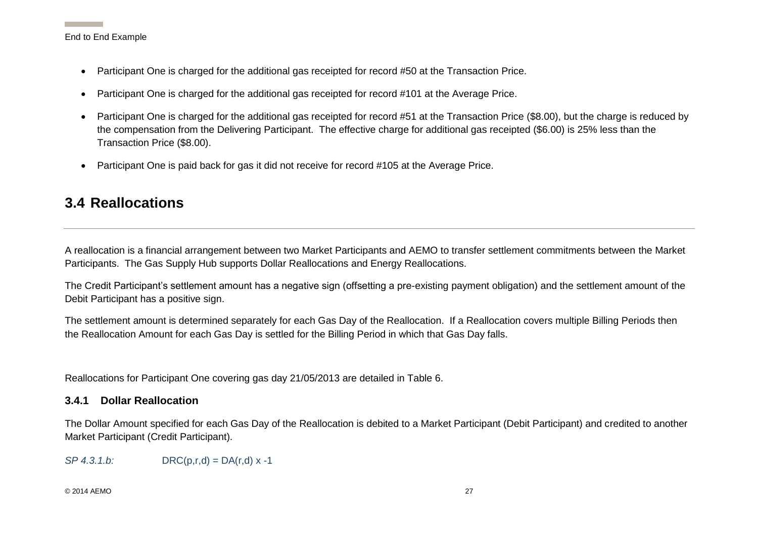- Participant One is charged for the additional gas receipted for record #50 at the Transaction Price.
- Participant One is charged for the additional gas receipted for record #101 at the Average Price.
- Participant One is charged for the additional gas receipted for record #51 at the Transaction Price ($8.00), but the charge is reduced by the compensation from the Delivering Participant. The effective charge for additional gas receipted ($6.00) is 25% less than the Transaction Price ($8.00).
- Participant One is paid back for gas it did not receive for record #105 at the Average Price.

## 3.4 Reallocations

A reallocation is a financial arrangement between two Market Participants and AEMO to transfer settlement commitments between the Market Participants. The Gas Supply Hub supports Dollar Reallocations and Energy Reallocations.

The Credit Participant's settlement amount has a negative sign (offsetting a pre-existing payment obligation) and the settlement amount of the Debit Participant has a positive sign.

The settlement amount is determined separately for each Gas Day of the Reallocation. If a Reallocation covers multiple Billing Periods then the Reallocation Amount for each Gas Day is settled for the Billing Period in which that Gas Day falls.

Reallocations for Participant One covering gas day 21/05/2013 are detailed in Table 6.

### 3.4.1 Dollar Reallocation

The Dollar Amount specified for each Gas Day of the Reallocation is debited to a Market Participant (Debit Participant) and credited to another Market Participant (Credit Participant).

*SP 4.3.1.b:* $DRC(p,r,d) = DA(r,d) \times -1$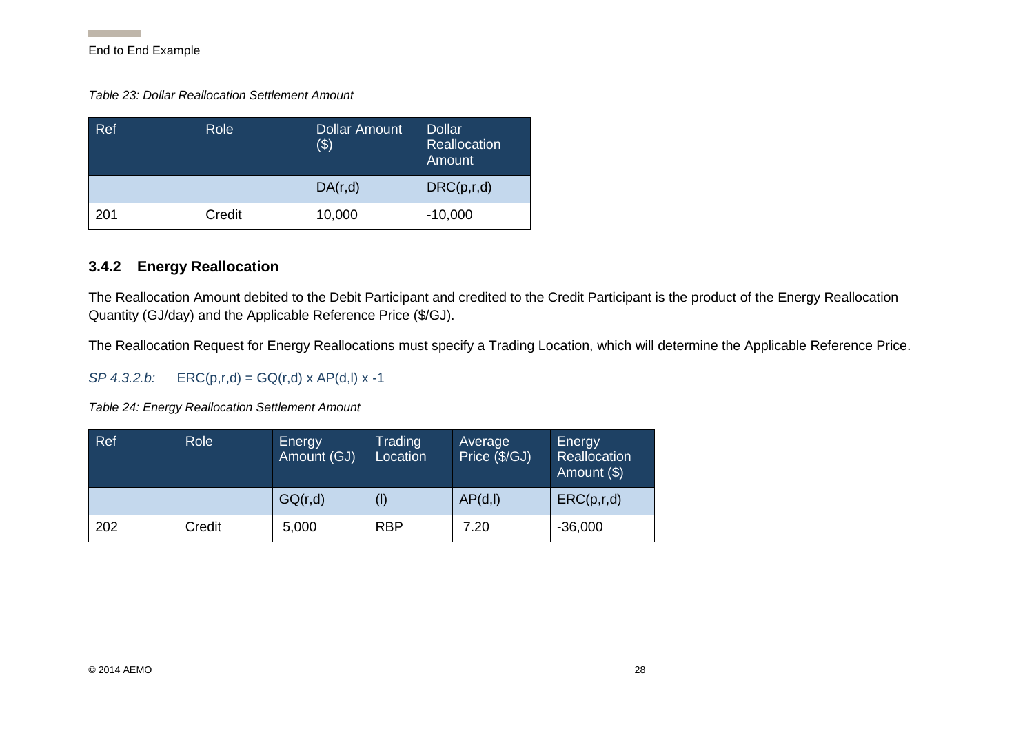*Table 23: Dollar Reallocation Settlement Amount*

| Ref | Role | Dollar Amount ($) | Dollar Reallocation Amount |
|---|---|---|---|
| | | DA(r,d) | DRC(p,r,d) |
| 201 | Credit | 10,000 | -10,000 |

### 3.4.2 Energy Reallocation

The Reallocation Amount debited to the Debit Participant and credited to the Credit Participant is the product of the Energy Reallocation Quantity (GJ/day) and the Applicable Reference Price ($/GJ).

The Reallocation Request for Energy Reallocations must specify a Trading Location, which will determine the Applicable Reference Price.

*SP 4.3.2.b:* ERC(p,r,d) = GQ(r,d) x AP(d,l) x -1

*Table 24: Energy Reallocation Settlement Amount*

| Ref | Role | Energy Amount (GJ) | Trading Location | Average Price ($/GJ) | Energy Reallocation Amount ($) |
|---|---|---|---|---|---|
| | | GQ(r,d) | (l) | AP(d,l) | ERC(p,r,d) |
| 202 | Credit | 5,000 | RBP | 7.20 | -36,000 |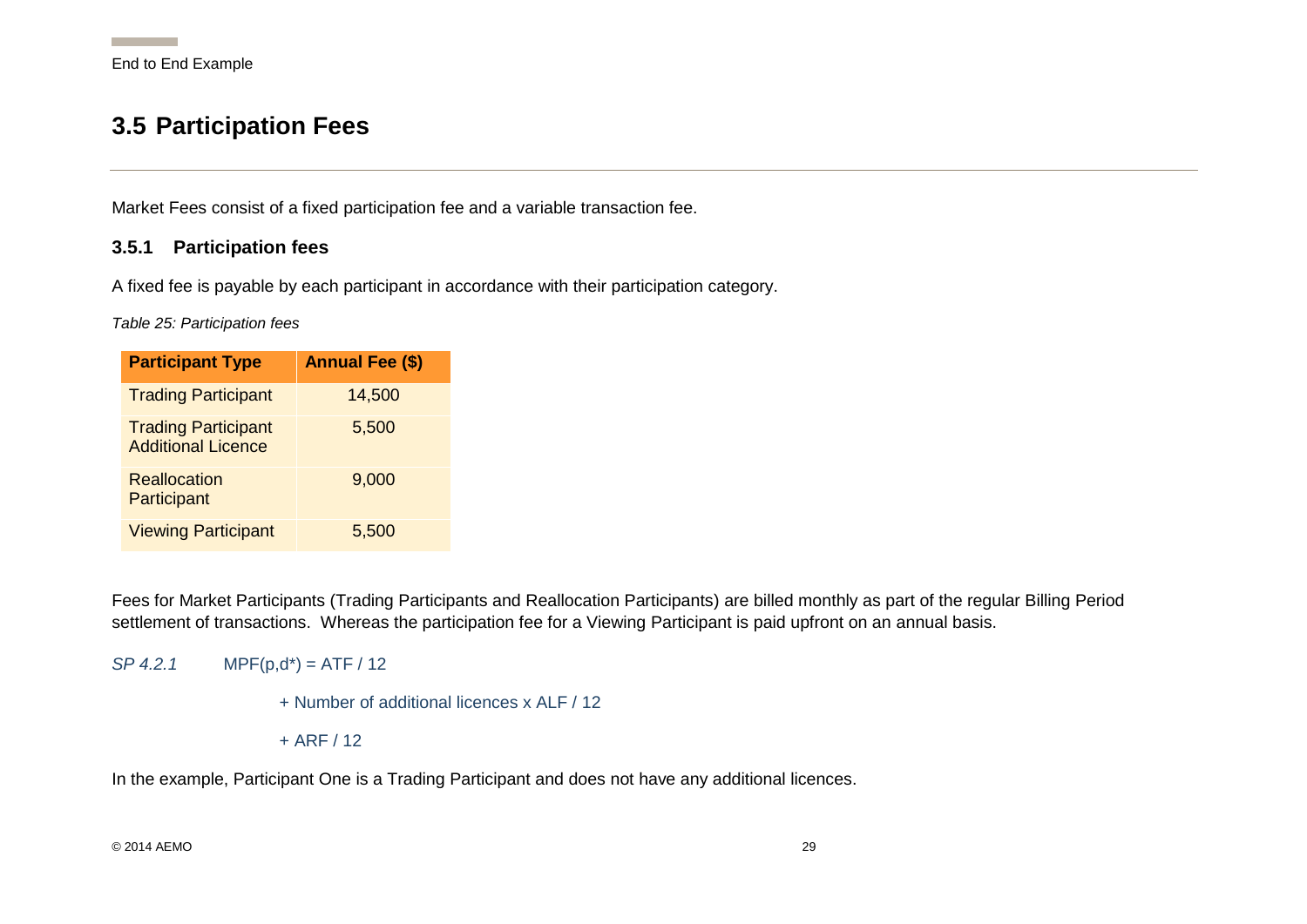## 3.5 Participation Fees

Market Fees consist of a fixed participation fee and a variable transaction fee.

### 3.5.1 Participation fees

A fixed fee is payable by each participant in accordance with their participation category.

*Table 25: Participation fees*

| Participant Type | Annual Fee ($) |
|---|---|
| Trading Participant | 14,500 |
| Trading Participant Additional Licence | 5,500 |
| Reallocation Participant | 9,000 |
| Viewing Participant | 5,500 |

Fees for Market Participants (Trading Participants and Reallocation Participants) are billed monthly as part of the regular Billing Period settlement of transactions. Whereas the participation fee for a Viewing Participant is paid upfront on an annual basis.

*SP 4.2.1* MPF(p,d*) = ATF / 12

+ Number of additional licences x ALF / 12

+ ARF / 12

In the example, Participant One is a Trading Participant and does not have any additional licences.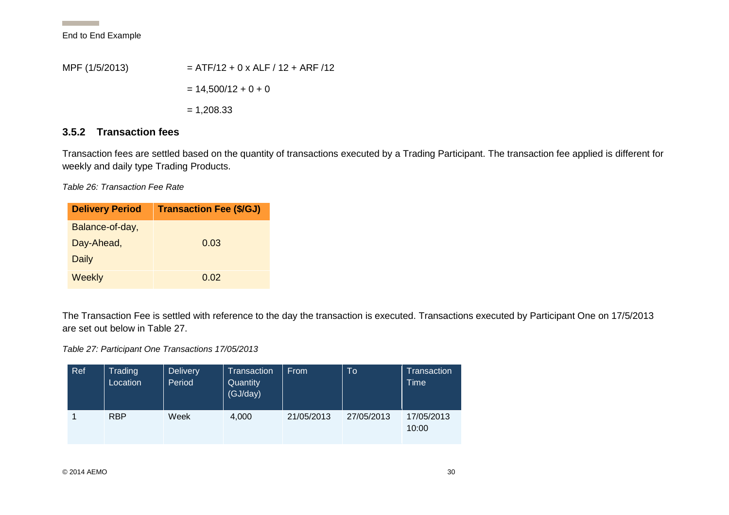MPF (1/5/2013) $= ATF/12 + 0 \times ALF / 12 + ARF / 12$

$= 14{,}500/12 + 0 + 0$

$= 1{,}208.33$

### 3.5.2 Transaction fees

Transaction fees are settled based on the quantity of transactions executed by a Trading Participant. The transaction fee applied is different for weekly and daily type Trading Products.

*Table 26: Transaction Fee Rate*

| Delivery Period | Transaction Fee ($/GJ) |
|---|---|
| Balance-of-day, Day-Ahead, Daily | 0.03 |
| Weekly | 0.02 |

The Transaction Fee is settled with reference to the day the transaction is executed. Transactions executed by Participant One on 17/5/2013 are set out below in Table 27.

*Table 27: Participant One Transactions 17/05/2013*

| Ref | Trading Location | Delivery Period | Transaction Quantity (GJ/day) | From | To | Transaction Time |
|---|---|---|---|---|---|---|
| 1 | RBP | Week | 4,000 | 21/05/2013 | 27/05/2013 | 17/05/2013 10:00 |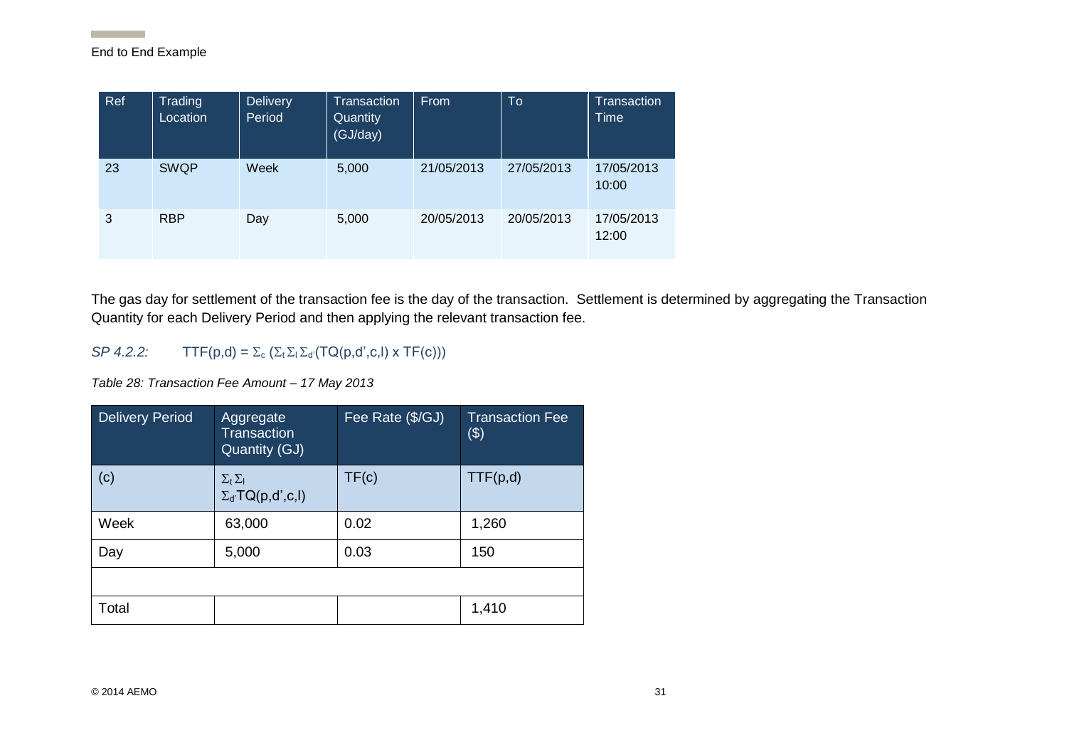| Ref | Trading Location | Delivery Period | Transaction Quantity (GJ/day) | From | To | Transaction Time |
|---|---|---|---|---|---|---|
| 23 | SWQP | Week | 5,000 | 21/05/2013 | 27/05/2013 | 17/05/2013 10:00 |
| 3 | RBP | Day | 5,000 | 20/05/2013 | 20/05/2013 | 17/05/2013 12:00 |

The gas day for settlement of the transaction fee is the day of the transaction. Settlement is determined by aggregating the Transaction Quantity for each Delivery Period and then applying the relevant transaction fee.

*SP 4.2.2:* $TTF(p,d) = \Sigma_c (\Sigma_t \Sigma_l \Sigma_{d'}(TQ(p,d',c,l) \times TF(c)))$

*Table 28: Transaction Fee Amount – 17 May 2013*

| Delivery Period | Aggregate Transaction Quantity (GJ) | Fee Rate ($/GJ) | Transaction Fee ($) |
|---|---|---|---|
| (c) | $\Sigma_t \Sigma_l \Sigma_{d'} TQ(p,d',c,l)$ | TF(c) | TTF(p,d) |
| Week | 63,000 | 0.02 | 1,260 |
| Day | 5,000 | 0.03 | 150 |
| | | | |
| Total | | | 1,410 |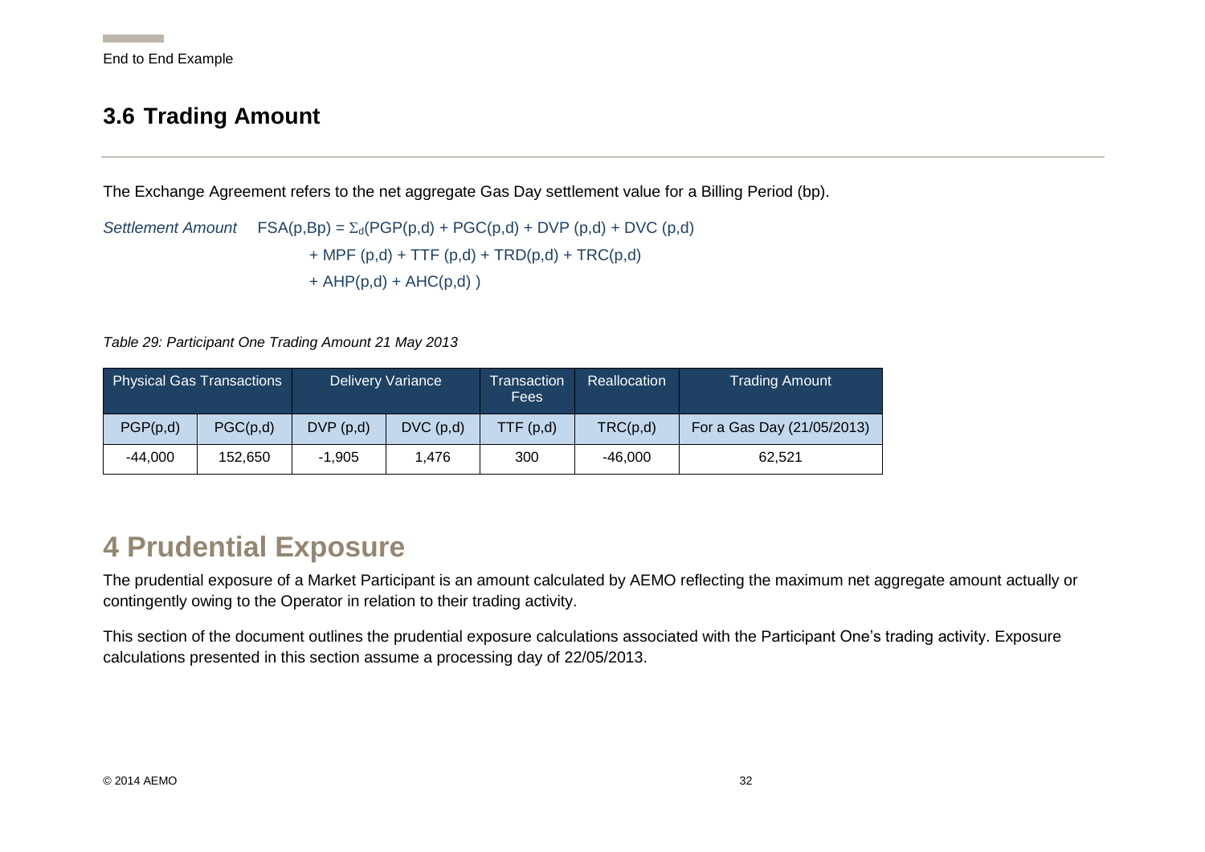## 3.6 Trading Amount

The Exchange Agreement refers to the net aggregate Gas Day settlement value for a Billing Period (bp).

*Settlement Amount* $FSA(p,Bp) = \Sigma_d(PGP(p,d) + PGC(p,d) + DVP\ (p,d) + DVC\ (p,d)$
$+ MPF\ (p,d) + TTF\ (p,d) + TRD(p,d) + TRC(p,d)$
$+ AHP(p,d) + AHC(p,d)\ )$

*Table 29: Participant One Trading Amount 21 May 2013*

| Physical Gas Transactions | | Delivery Variance | | Transaction Fees | Reallocation | Trading Amount |
|---|---|---|---|---|---|---|
| PGP(p,d) | PGC(p,d) | DVP (p,d) | DVC (p,d) | TTF (p,d) | TRC(p,d) | For a Gas Day (21/05/2013) |
| -44,000 | 152,650 | -1,905 | 1,476 | 300 | -46,000 | 62,521 |

# 4 Prudential Exposure

The prudential exposure of a Market Participant is an amount calculated by AEMO reflecting the maximum net aggregate amount actually or contingently owing to the Operator in relation to their trading activity.

This section of the document outlines the prudential exposure calculations associated with the Participant One's trading activity. Exposure calculations presented in this section assume a processing day of 22/05/2013.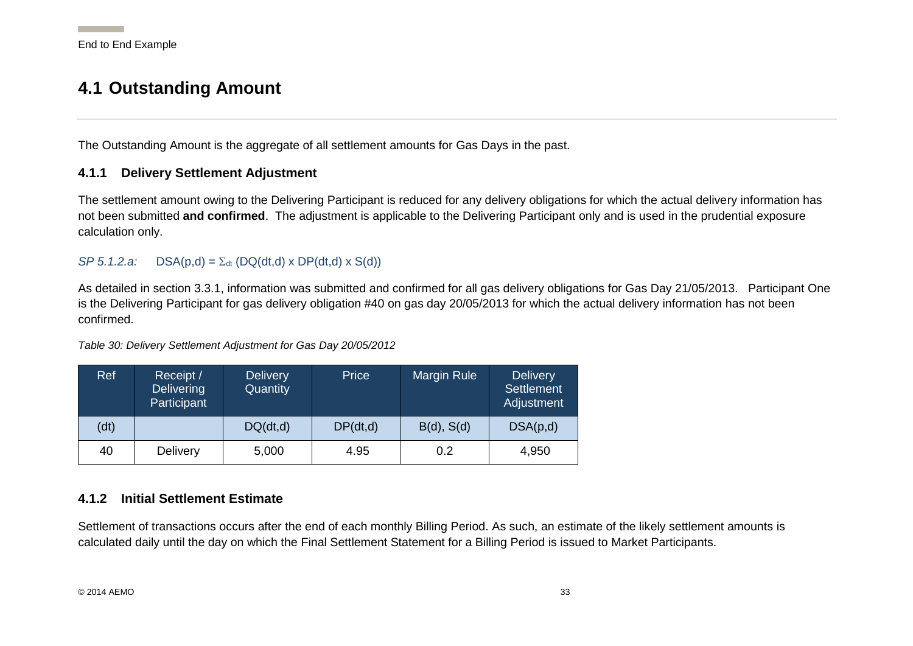## 4.1 Outstanding Amount

The Outstanding Amount is the aggregate of all settlement amounts for Gas Days in the past.

### 4.1.1 Delivery Settlement Adjustment

The settlement amount owing to the Delivering Participant is reduced for any delivery obligations for which the actual delivery information has not been submitted **and confirmed**. The adjustment is applicable to the Delivering Participant only and is used in the prudential exposure calculation only.

*SP 5.1.2.a:* $DSA(p,d) = \Sigma_{dt} (DQ(dt,d) \times DP(dt,d) \times S(d))$

As detailed in section 3.3.1, information was submitted and confirmed for all gas delivery obligations for Gas Day 21/05/2013. Participant One is the Delivering Participant for gas delivery obligation #40 on gas day 20/05/2013 for which the actual delivery information has not been confirmed.

*Table 30: Delivery Settlement Adjustment for Gas Day 20/05/2012*

| Ref | Receipt / Delivering Participant | Delivery Quantity | Price | Margin Rule | Delivery Settlement Adjustment |
|---|---|---|---|---|---|
| (dt) | | DQ(dt,d) | DP(dt,d) | B(d), S(d) | DSA(p,d) |
| 40 | Delivery | 5,000 | 4.95 | 0.2 | 4,950 |

### 4.1.2 Initial Settlement Estimate

Settlement of transactions occurs after the end of each monthly Billing Period. As such, an estimate of the likely settlement amounts is calculated daily until the day on which the Final Settlement Statement for a Billing Period is issued to Market Participants.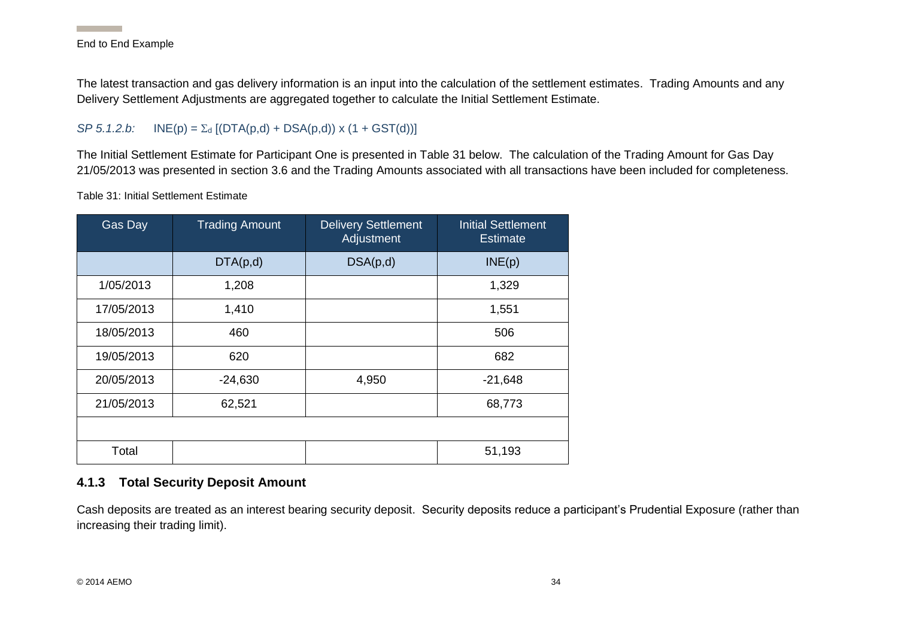The latest transaction and gas delivery information is an input into the calculation of the settlement estimates. Trading Amounts and any Delivery Settlement Adjustments are aggregated together to calculate the Initial Settlement Estimate.

*SP 5.1.2.b:* $INE(p) = \Sigma_d [(DTA(p,d) + DSA(p,d)) \times (1 + GST(d))]$

The Initial Settlement Estimate for Participant One is presented in Table 31 below. The calculation of the Trading Amount for Gas Day 21/05/2013 was presented in section 3.6 and the Trading Amounts associated with all transactions have been included for completeness.

Table 31: Initial Settlement Estimate

| Gas Day | Trading Amount | Delivery Settlement Adjustment | Initial Settlement Estimate |
|---|---|---|---|
| | DTA(p,d) | DSA(p,d) | INE(p) |
| 1/05/2013 | 1,208 | | 1,329 |
| 17/05/2013 | 1,410 | | 1,551 |
| 18/05/2013 | 460 | | 506 |
| 19/05/2013 | 620 | | 682 |
| 20/05/2013 | -24,630 | 4,950 | -21,648 |
| 21/05/2013 | 62,521 | | 68,773 |
| | | | |
| Total | | | 51,193 |

### 4.1.3 Total Security Deposit Amount

Cash deposits are treated as an interest bearing security deposit. Security deposits reduce a participant's Prudential Exposure (rather than increasing their trading limit).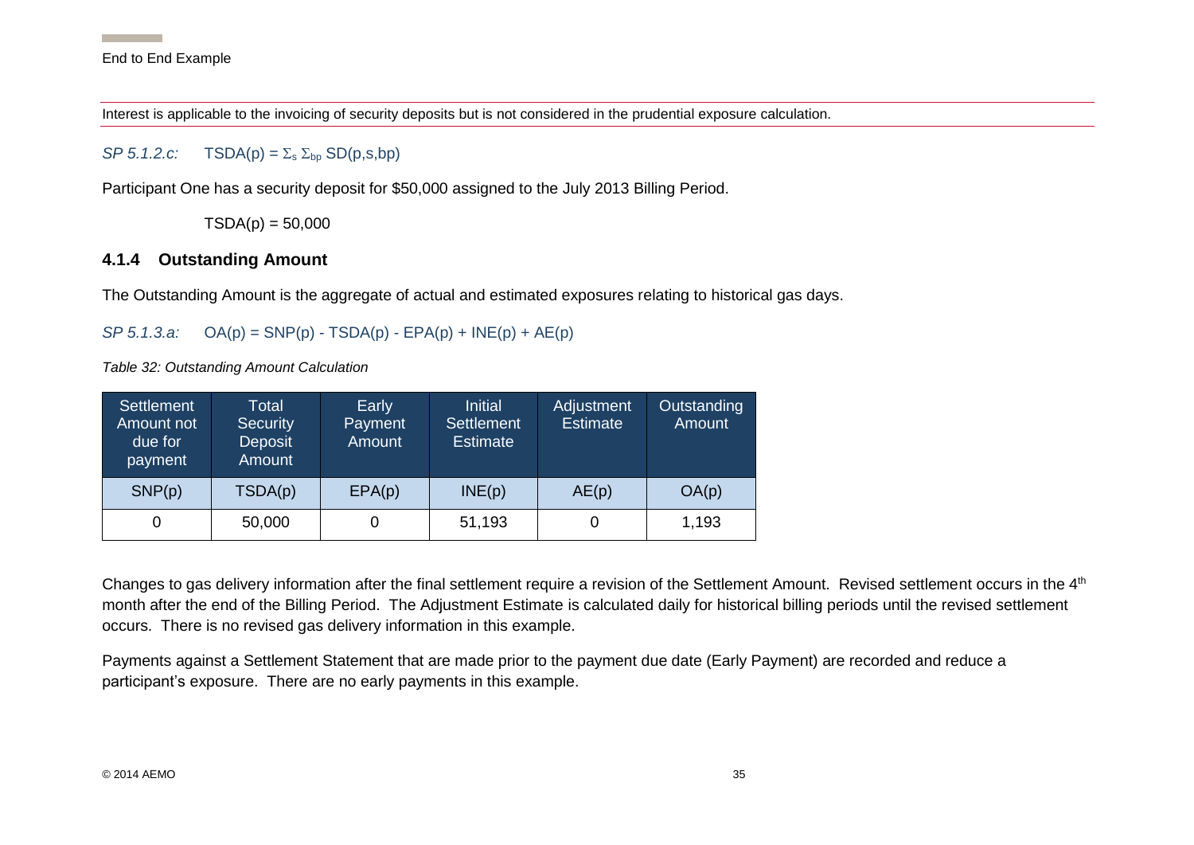Interest is applicable to the invoicing of security deposits but is not considered in the prudential exposure calculation.

*SP 5.1.2.c:* $TSDA(p) = \Sigma_s \Sigma_{bp} SD(p,s,bp)$

Participant One has a security deposit for $50,000 assigned to the July 2013 Billing Period.

$TSDA(p) = 50{,}000$

### 4.1.4 Outstanding Amount

The Outstanding Amount is the aggregate of actual and estimated exposures relating to historical gas days.

*SP 5.1.3.a:* $OA(p) = SNP(p) - TSDA(p) - EPA(p) + INE(p) + AE(p)$

*Table 32: Outstanding Amount Calculation*

| Settlement Amount not due for payment | Total Security Deposit Amount | Early Payment Amount | Initial Settlement Estimate | Adjustment Estimate | Outstanding Amount |
|---|---|---|---|---|---|
| SNP(p) | TSDA(p) | EPA(p) | INE(p) | AE(p) | OA(p) |
| 0 | 50,000 | 0 | 51,193 | 0 | 1,193 |

Changes to gas delivery information after the final settlement require a revision of the Settlement Amount. Revised settlement occurs in the 4th month after the end of the Billing Period. The Adjustment Estimate is calculated daily for historical billing periods until the revised settlement occurs. There is no revised gas delivery information in this example.

Payments against a Settlement Statement that are made prior to the payment due date (Early Payment) are recorded and reduce a participant's exposure. There are no early payments in this example.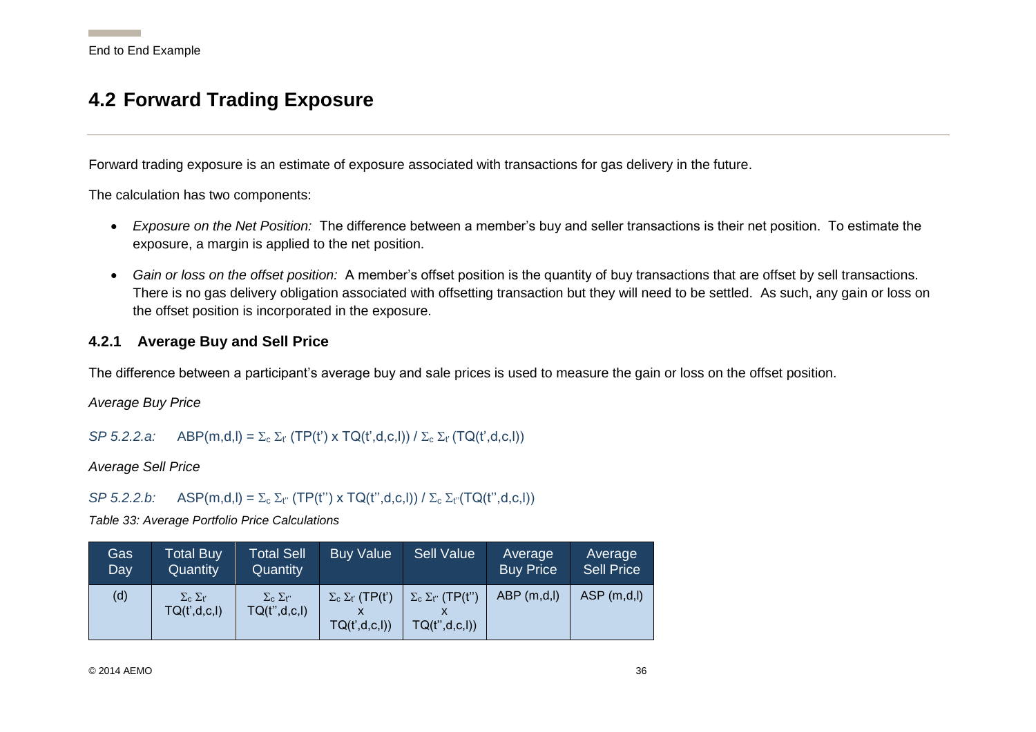## 4.2 Forward Trading Exposure

Forward trading exposure is an estimate of exposure associated with transactions for gas delivery in the future.

The calculation has two components:

- *Exposure on the Net Position:* The difference between a member's buy and seller transactions is their net position. To estimate the exposure, a margin is applied to the net position.
- *Gain or loss on the offset position:* A member's offset position is the quantity of buy transactions that are offset by sell transactions. There is no gas delivery obligation associated with offsetting transaction but they will need to be settled. As such, any gain or loss on the offset position is incorporated in the exposure.

### 4.2.1 Average Buy and Sell Price

The difference between a participant's average buy and sale prices is used to measure the gain or loss on the offset position.

*Average Buy Price*

*SP 5.2.2.a:* $ABP(m,d,l) = \Sigma_c \Sigma_{t'} (TP(t') \times TQ(t',d,c,l)) / \Sigma_c \Sigma_{t'} (TQ(t',d,c,l))$

*Average Sell Price*

*SP 5.2.2.b:* $ASP(m,d,l) = \Sigma_c \Sigma_{t''} (TP(t'') \times TQ(t'',d,c,l)) / \Sigma_c \Sigma_{t''}(TQ(t'',d,c,l))$

*Table 33: Average Portfolio Price Calculations*

| Gas Day | Total Buy Quantity | Total Sell Quantity | Buy Value | Sell Value | Average Buy Price | Average Sell Price |
|---|---|---|---|---|---|---|
| (d) | $\Sigma_c \Sigma_{t'} TQ(t',d,c,l)$ | $\Sigma_c \Sigma_{t''} TQ(t'',d,c,l)$ | $\Sigma_c \Sigma_{t'} (TP(t') \times TQ(t',d,c,l))$ | $\Sigma_c \Sigma_{t''} (TP(t'') \times TQ(t'',d,c,l))$ | ABP (m,d,l) | ASP (m,d,l) |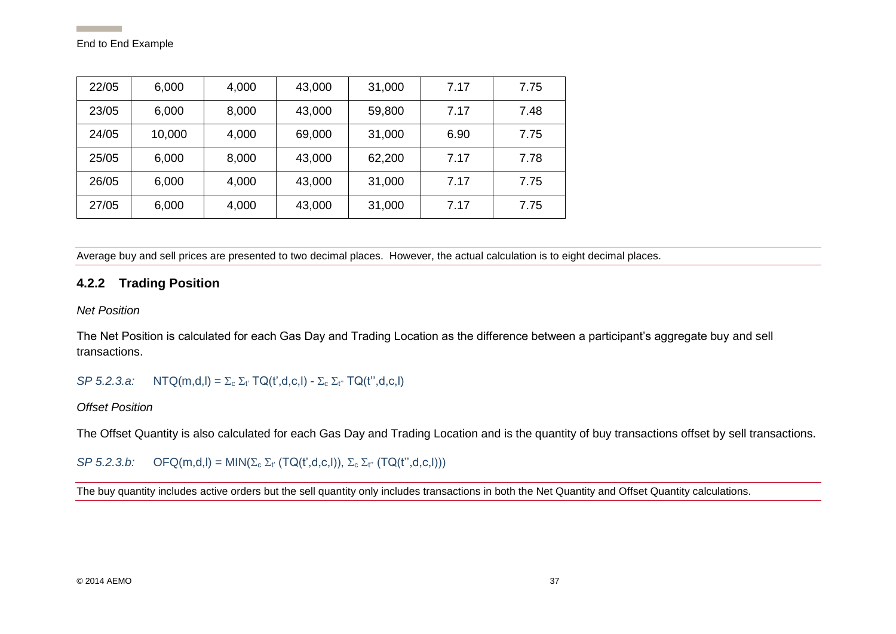| 22/05 | 6,000 | 4,000 | 43,000 | 31,000 | 7.17 | 7.75 |
|---|---|---|---|---|---|---|
| 23/05 | 6,000 | 8,000 | 43,000 | 59,800 | 7.17 | 7.48 |
| 24/05 | 10,000 | 4,000 | 69,000 | 31,000 | 6.90 | 7.75 |
| 25/05 | 6,000 | 8,000 | 43,000 | 62,200 | 7.17 | 7.78 |
| 26/05 | 6,000 | 4,000 | 43,000 | 31,000 | 7.17 | 7.75 |
| 27/05 | 6,000 | 4,000 | 43,000 | 31,000 | 7.17 | 7.75 |

Average buy and sell prices are presented to two decimal places. However, the actual calculation is to eight decimal places.

### 4.2.2 Trading Position

*Net Position*

The Net Position is calculated for each Gas Day and Trading Location as the difference between a participant's aggregate buy and sell transactions.

*SP 5.2.3.a:* $NTQ(m,d,l) = \Sigma_c \Sigma_{t'} TQ(t',d,c,l) - \Sigma_c \Sigma_{t''} TQ(t'',d,c,l)$

*Offset Position*

The Offset Quantity is also calculated for each Gas Day and Trading Location and is the quantity of buy transactions offset by sell transactions.

*SP 5.2.3.b:* $OFQ(m,d,l) = MIN(\Sigma_c \Sigma_{t'} (TQ(t',d,c,l)), \Sigma_c \Sigma_{t''} (TQ(t'',d,c,l)))$

The buy quantity includes active orders but the sell quantity only includes transactions in both the Net Quantity and Offset Quantity calculations.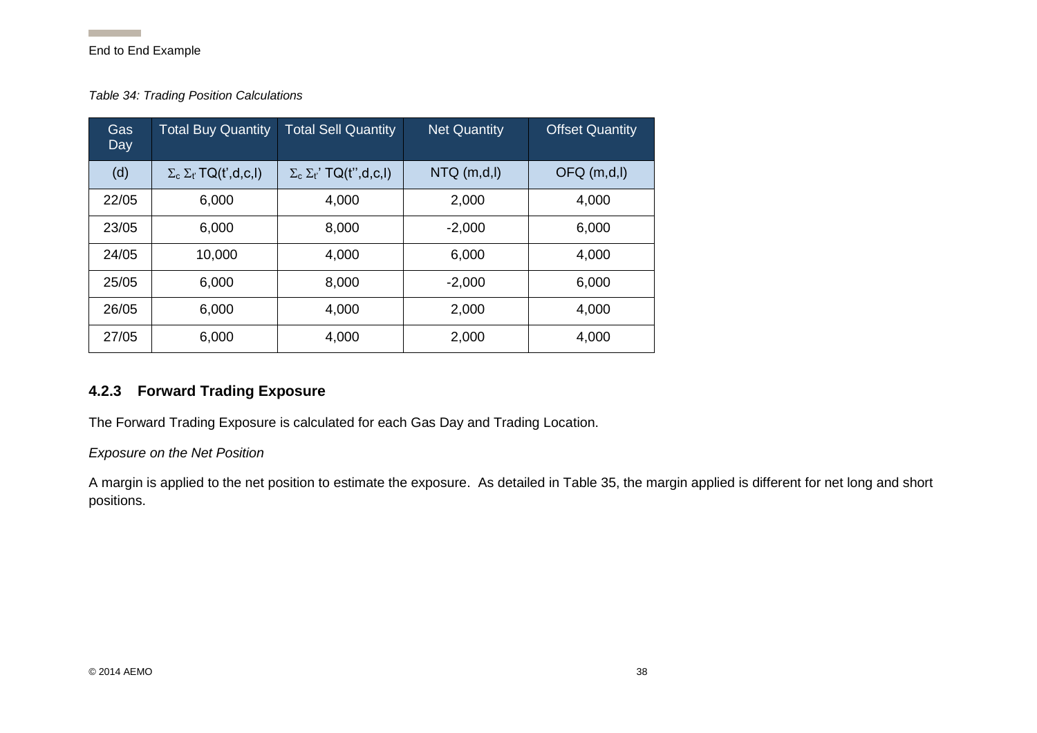*Table 34: Trading Position Calculations*

| Gas Day | Total Buy Quantity | Total Sell Quantity | Net Quantity | Offset Quantity |
|---|---|---|---|---|
| (d) | $\Sigma_c \Sigma_{t'} TQ(t',d,c,l)$ | $\Sigma_c \Sigma_{t''} TQ(t'',d,c,l)$ | NTQ (m,d,l) | OFQ (m,d,l) |
| 22/05 | 6,000 | 4,000 | 2,000 | 4,000 |
| 23/05 | 6,000 | 8,000 | -2,000 | 6,000 |
| 24/05 | 10,000 | 4,000 | 6,000 | 4,000 |
| 25/05 | 6,000 | 8,000 | -2,000 | 6,000 |
| 26/05 | 6,000 | 4,000 | 2,000 | 4,000 |
| 27/05 | 6,000 | 4,000 | 2,000 | 4,000 |

### 4.2.3 Forward Trading Exposure

The Forward Trading Exposure is calculated for each Gas Day and Trading Location.

*Exposure on the Net Position*

A margin is applied to the net position to estimate the exposure. As detailed in Table 35, the margin applied is different for net long and short positions.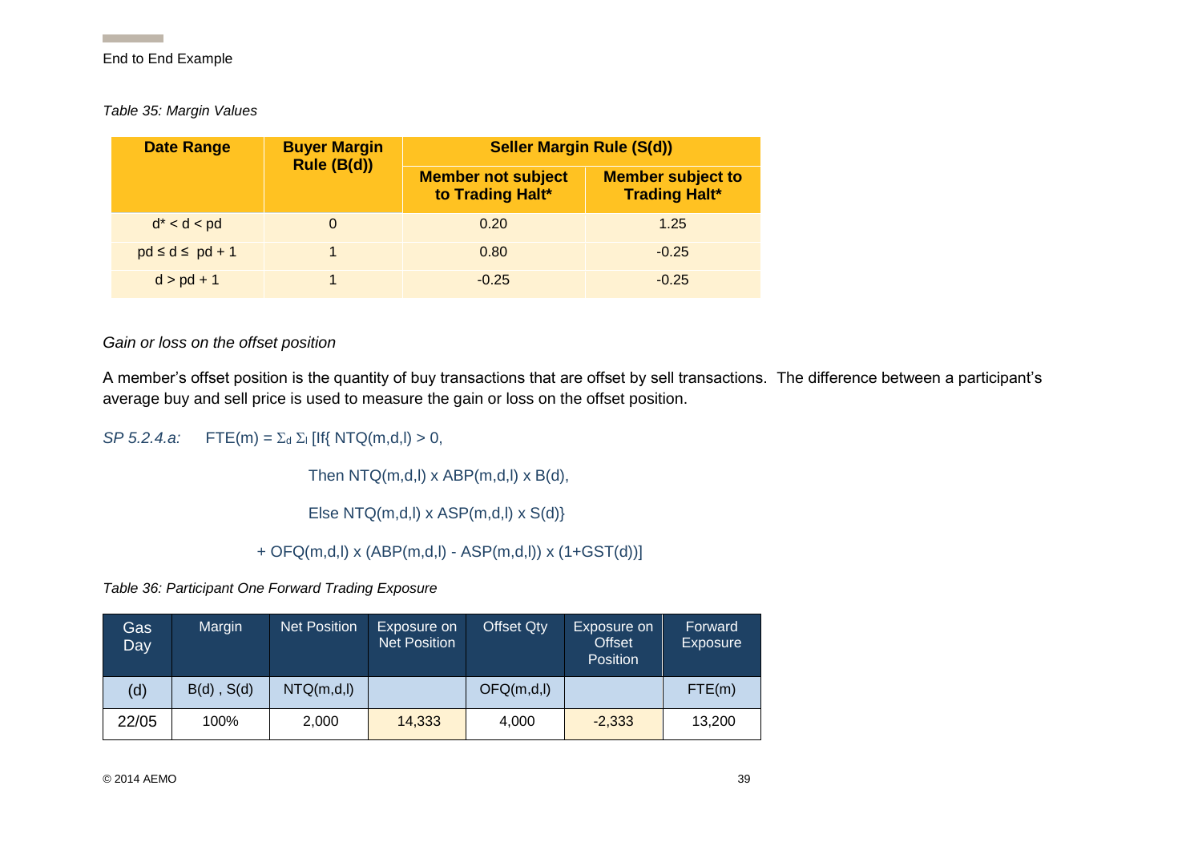*Table 35: Margin Values*

| Date Range | Buyer Margin Rule (B(d)) | Seller Margin Rule (S(d)) | |
|---|---|---|---|
| | | Member not subject to Trading Halt* | Member subject to Trading Halt* |
| d* < d < pd | 0 | 0.20 | 1.25 |
| pd ≤ d ≤ pd + 1 | 1 | 0.80 | -0.25 |
| d > pd + 1 | 1 | -0.25 | -0.25 |

*Gain or loss on the offset position*

A member's offset position is the quantity of buy transactions that are offset by sell transactions. The difference between a participant's average buy and sell price is used to measure the gain or loss on the offset position.

*SP 5.2.4.a:* $FTE(m) = \Sigma_d \Sigma_l$ [If{ NTQ(m,d,l) > 0,

Then NTQ(m,d,l) x ABP(m,d,l) x B(d),

Else NTQ(m,d,l) x ASP(m,d,l) x S(d)}

+ OFQ(m,d,l) x (ABP(m,d,l) - ASP(m,d,l)) x (1+GST(d))]

*Table 36: Participant One Forward Trading Exposure*

| Gas Day | Margin | Net Position | Exposure on Net Position | Offset Qty | Exposure on Offset Position | Forward Exposure |
|---|---|---|---|---|---|---|
| (d) | B(d) , S(d) | NTQ(m,d,l) | | OFQ(m,d,l) | | FTE(m) |
| 22/05 | 100% | 2,000 | 14,333 | 4,000 | -2,333 | 13,200 |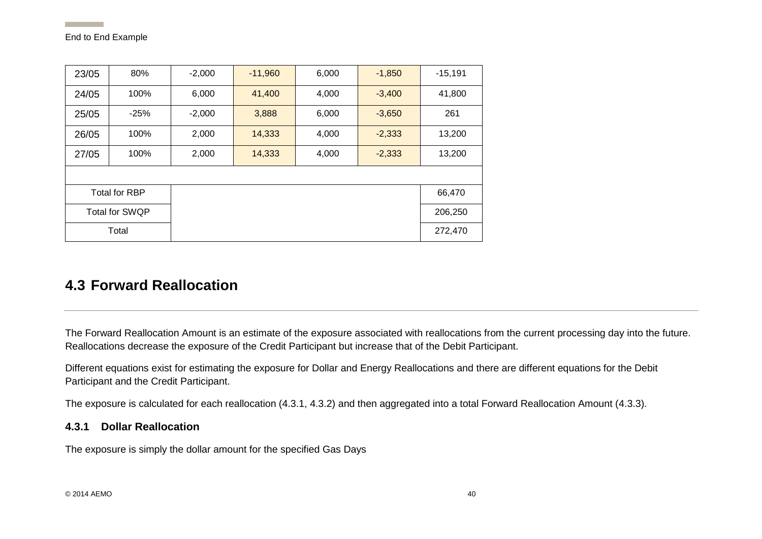| 23/05 | 80% | -2,000 | -11,960 | 6,000 | -1,850 | -15,191 |
|---|---|---|---|---|---|---|
| 24/05 | 100% | 6,000 | 41,400 | 4,000 | -3,400 | 41,800 |
| 25/05 | -25% | -2,000 | 3,888 | 6,000 | -3,650 | 261 |
| 26/05 | 100% | 2,000 | 14,333 | 4,000 | -2,333 | 13,200 |
| 27/05 | 100% | 2,000 | 14,333 | 4,000 | -2,333 | 13,200 |
| | | | | | | |
| Total for RBP | | | | | | 66,470 |
| Total for SWQP | | | | | | 206,250 |
| Total | | | | | | 272,470 |

## 4.3 Forward Reallocation

The Forward Reallocation Amount is an estimate of the exposure associated with reallocations from the current processing day into the future. Reallocations decrease the exposure of the Credit Participant but increase that of the Debit Participant.

Different equations exist for estimating the exposure for Dollar and Energy Reallocations and there are different equations for the Debit Participant and the Credit Participant.

The exposure is calculated for each reallocation (4.3.1, 4.3.2) and then aggregated into a total Forward Reallocation Amount (4.3.3).

### 4.3.1 Dollar Reallocation

The exposure is simply the dollar amount for the specified Gas Days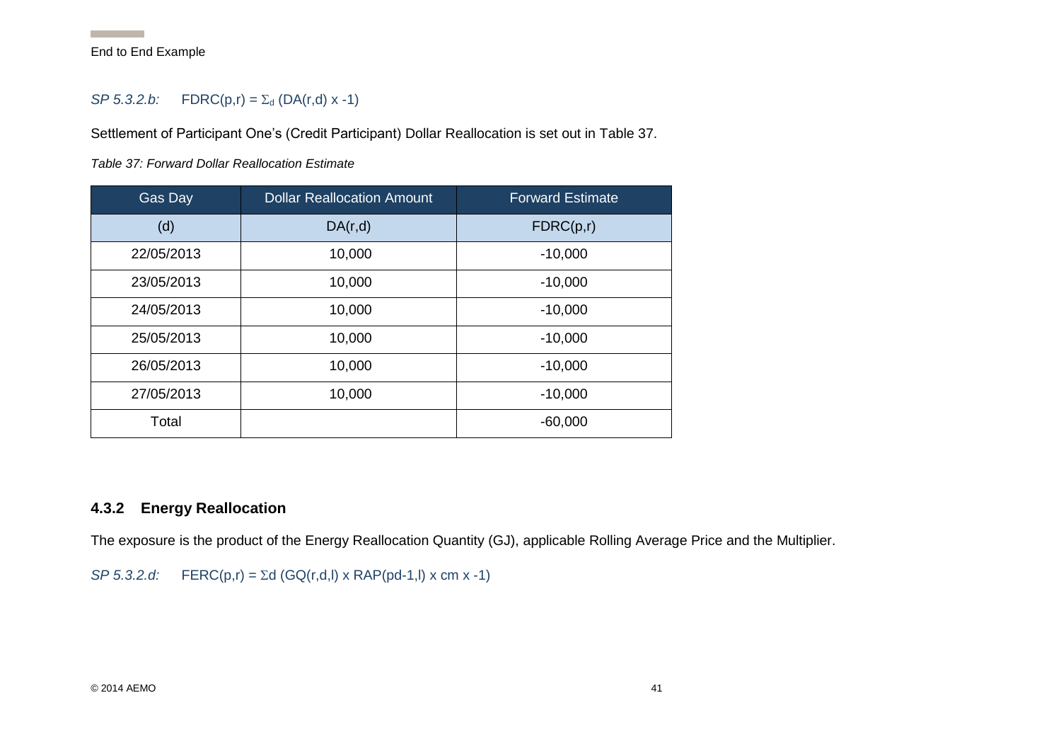*SP 5.3.2.b:* $FDRC(p,r) = \Sigma_d (DA(r,d) \times -1)$

Settlement of Participant One's (Credit Participant) Dollar Reallocation is set out in Table 37.

*Table 37: Forward Dollar Reallocation Estimate*

| Gas Day | Dollar Reallocation Amount | Forward Estimate |
|---|---|---|
| (d) | DA(r,d) | FDRC(p,r) |
| 22/05/2013 | 10,000 | -10,000 |
| 23/05/2013 | 10,000 | -10,000 |
| 24/05/2013 | 10,000 | -10,000 |
| 25/05/2013 | 10,000 | -10,000 |
| 26/05/2013 | 10,000 | -10,000 |
| 27/05/2013 | 10,000 | -10,000 |
| Total | | -60,000 |

### 4.3.2 Energy Reallocation

The exposure is the product of the Energy Reallocation Quantity (GJ), applicable Rolling Average Price and the Multiplier.

*SP 5.3.2.d:* $FERC(p,r) = \Sigma d (GQ(r,d,l) \times RAP(pd-1,l) \times cm \times -1)$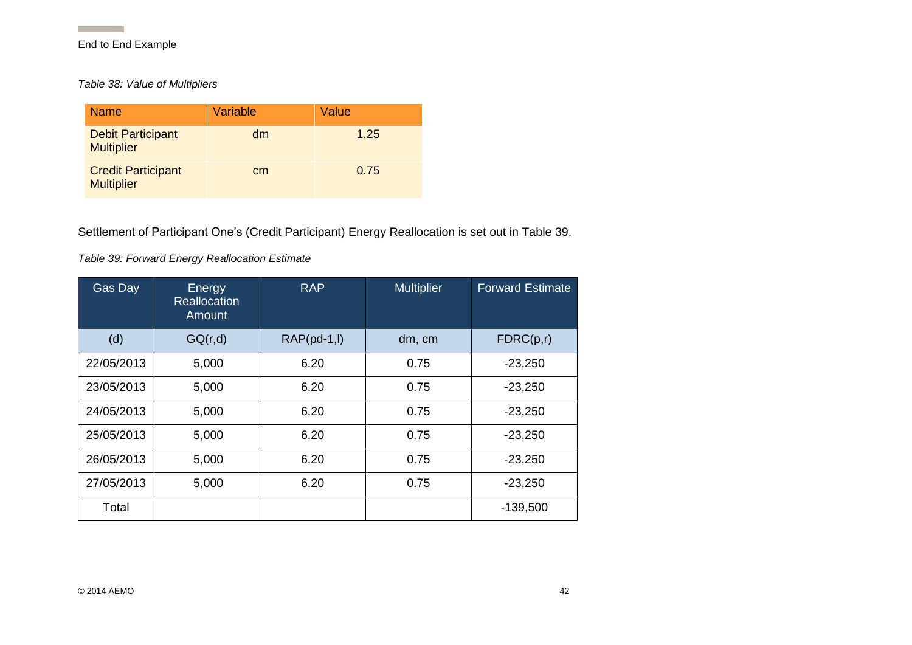*Table 38: Value of Multipliers*

| Name | Variable | Value |
|---|---|---|
| Debit Participant Multiplier | dm | 1.25 |
| Credit Participant Multiplier | cm | 0.75 |

Settlement of Participant One's (Credit Participant) Energy Reallocation is set out in Table 39.

*Table 39: Forward Energy Reallocation Estimate*

| Gas Day | Energy Reallocation Amount | RAP | Multiplier | Forward Estimate |
|---|---|---|---|---|
| (d) | GQ(r,d) | RAP(pd-1,l) | dm, cm | FDRC(p,r) |
| 22/05/2013 | 5,000 | 6.20 | 0.75 | -23,250 |
| 23/05/2013 | 5,000 | 6.20 | 0.75 | -23,250 |
| 24/05/2013 | 5,000 | 6.20 | 0.75 | -23,250 |
| 25/05/2013 | 5,000 | 6.20 | 0.75 | -23,250 |
| 26/05/2013 | 5,000 | 6.20 | 0.75 | -23,250 |
| 27/05/2013 | 5,000 | 6.20 | 0.75 | -23,250 |
| Total | | | | -139,500 |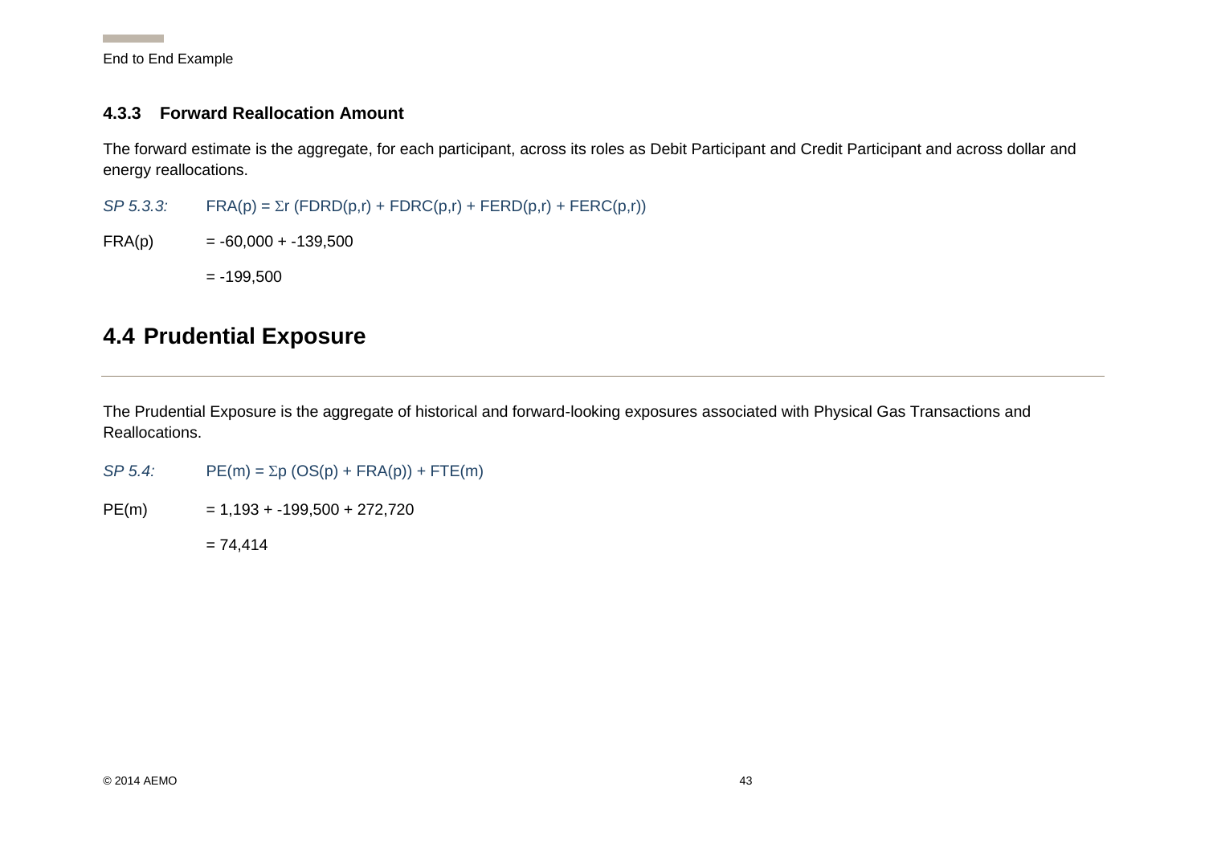### 4.3.3 Forward Reallocation Amount

The forward estimate is the aggregate, for each participant, across its roles as Debit Participant and Credit Participant and across dollar and energy reallocations.

*SP 5.3.3:* $FRA(p) = \Sigma r\ (FDRD(p,r) + FDRC(p,r) + FERD(p,r) + FERC(p,r))$

$FRA(p) = -60{,}000 + -139{,}500$

$= -199{,}500$

## 4.4 Prudential Exposure

The Prudential Exposure is the aggregate of historical and forward-looking exposures associated with Physical Gas Transactions and Reallocations.

*SP 5.4:* $PE(m) = \Sigma p\ (OS(p) + FRA(p)) + FTE(m)$

$PE(m) = 1{,}193 + -199{,}500 + 272{,}720$

$= 74{,}414$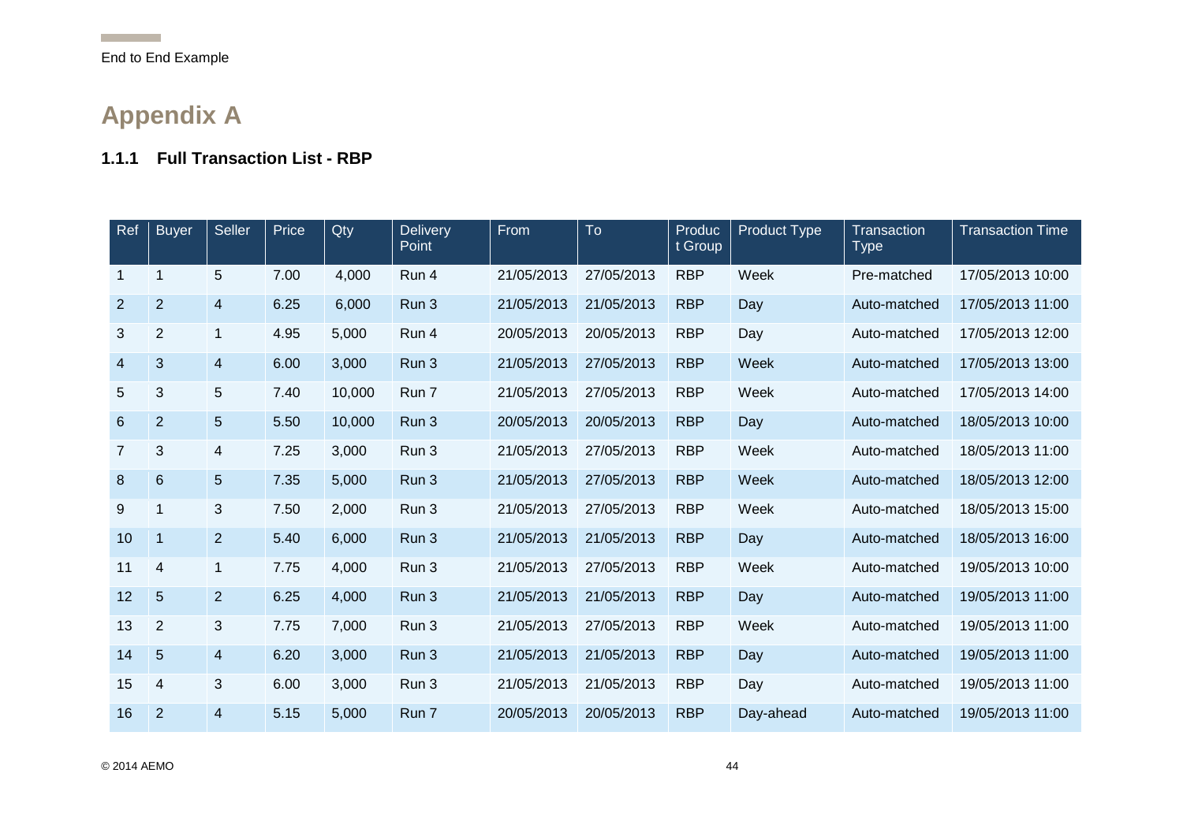# Appendix A

### 1.1.1 Full Transaction List - RBP

| Ref | Buyer | Seller | Price | Qty | Delivery Point | From | To | Product Group | Product Type | Transaction Type | Transaction Time |
|---|---|---|---|---|---|---|---|---|---|---|---|
| 1 | 1 | 5 | 7.00 | 4,000 | Run 4 | 21/05/2013 | 27/05/2013 | RBP | Week | Pre-matched | 17/05/2013 10:00 |
| 2 | 2 | 4 | 6.25 | 6,000 | Run 3 | 21/05/2013 | 21/05/2013 | RBP | Day | Auto-matched | 17/05/2013 11:00 |
| 3 | 2 | 1 | 4.95 | 5,000 | Run 4 | 20/05/2013 | 20/05/2013 | RBP | Day | Auto-matched | 17/05/2013 12:00 |
| 4 | 3 | 4 | 6.00 | 3,000 | Run 3 | 21/05/2013 | 27/05/2013 | RBP | Week | Auto-matched | 17/05/2013 13:00 |
| 5 | 3 | 5 | 7.40 | 10,000 | Run 7 | 21/05/2013 | 27/05/2013 | RBP | Week | Auto-matched | 17/05/2013 14:00 |
| 6 | 2 | 5 | 5.50 | 10,000 | Run 3 | 20/05/2013 | 20/05/2013 | RBP | Day | Auto-matched | 18/05/2013 10:00 |
| 7 | 3 | 4 | 7.25 | 3,000 | Run 3 | 21/05/2013 | 27/05/2013 | RBP | Week | Auto-matched | 18/05/2013 11:00 |
| 8 | 6 | 5 | 7.35 | 5,000 | Run 3 | 21/05/2013 | 27/05/2013 | RBP | Week | Auto-matched | 18/05/2013 12:00 |
| 9 | 1 | 3 | 7.50 | 2,000 | Run 3 | 21/05/2013 | 27/05/2013 | RBP | Week | Auto-matched | 18/05/2013 15:00 |
| 10 | 1 | 2 | 5.40 | 6,000 | Run 3 | 21/05/2013 | 21/05/2013 | RBP | Day | Auto-matched | 18/05/2013 16:00 |
| 11 | 4 | 1 | 7.75 | 4,000 | Run 3 | 21/05/2013 | 27/05/2013 | RBP | Week | Auto-matched | 19/05/2013 10:00 |
| 12 | 5 | 2 | 6.25 | 4,000 | Run 3 | 21/05/2013 | 21/05/2013 | RBP | Day | Auto-matched | 19/05/2013 11:00 |
| 13 | 2 | 3 | 7.75 | 7,000 | Run 3 | 21/05/2013 | 27/05/2013 | RBP | Week | Auto-matched | 19/05/2013 11:00 |
| 14 | 5 | 4 | 6.20 | 3,000 | Run 3 | 21/05/2013 | 21/05/2013 | RBP | Day | Auto-matched | 19/05/2013 11:00 |
| 15 | 4 | 3 | 6.00 | 3,000 | Run 3 | 21/05/2013 | 21/05/2013 | RBP | Day | Auto-matched | 19/05/2013 11:00 |
| 16 | 2 | 4 | 5.15 | 5,000 | Run 7 | 20/05/2013 | 20/05/2013 | RBP | Day-ahead | Auto-matched | 19/05/2013 11:00 |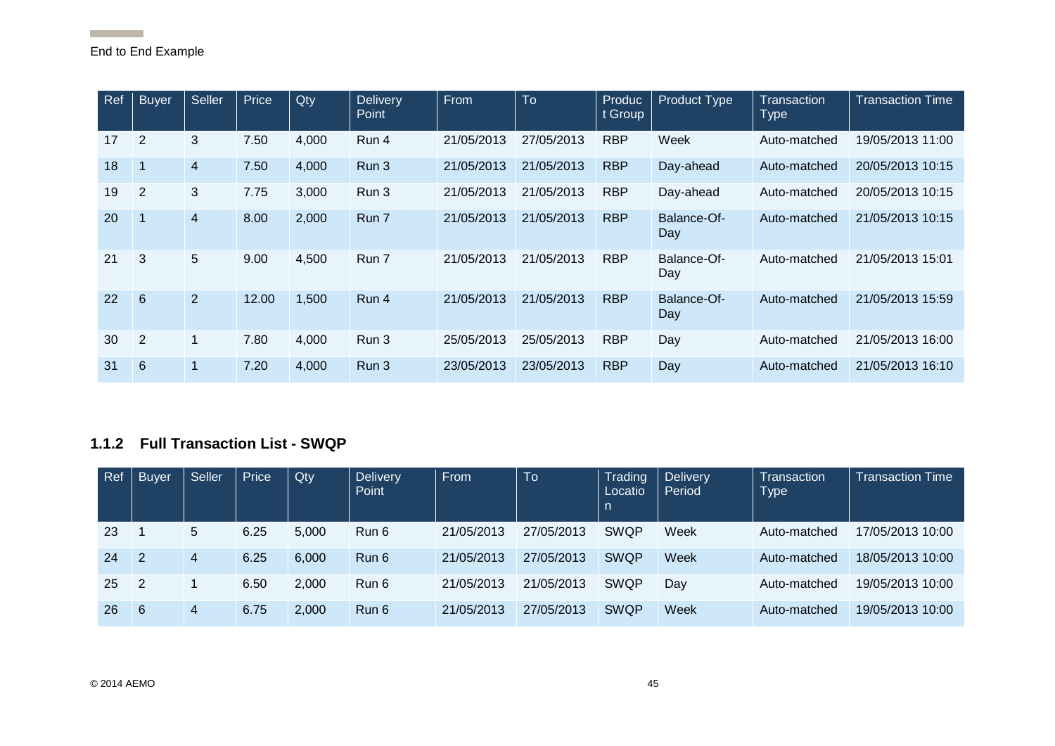| Ref | Buyer | Seller | Price | Qty | Delivery Point | From | To | Product Group | Product Type | Transaction Type | Transaction Time |
|---|---|---|---|---|---|---|---|---|---|---|---|
| 17 | 2 | 3 | 7.50 | 4,000 | Run 4 | 21/05/2013 | 27/05/2013 | RBP | Week | Auto-matched | 19/05/2013 11:00 |
| 18 | 1 | 4 | 7.50 | 4,000 | Run 3 | 21/05/2013 | 21/05/2013 | RBP | Day-ahead | Auto-matched | 20/05/2013 10:15 |
| 19 | 2 | 3 | 7.75 | 3,000 | Run 3 | 21/05/2013 | 21/05/2013 | RBP | Day-ahead | Auto-matched | 20/05/2013 10:15 |
| 20 | 1 | 4 | 8.00 | 2,000 | Run 7 | 21/05/2013 | 21/05/2013 | RBP | Balance-Of-Day | Auto-matched | 21/05/2013 10:15 |
| 21 | 3 | 5 | 9.00 | 4,500 | Run 7 | 21/05/2013 | 21/05/2013 | RBP | Balance-Of-Day | Auto-matched | 21/05/2013 15:01 |
| 22 | 6 | 2 | 12.00 | 1,500 | Run 4 | 21/05/2013 | 21/05/2013 | RBP | Balance-Of-Day | Auto-matched | 21/05/2013 15:59 |
| 30 | 2 | 1 | 7.80 | 4,000 | Run 3 | 25/05/2013 | 25/05/2013 | RBP | Day | Auto-matched | 21/05/2013 16:00 |
| 31 | 6 | 1 | 7.20 | 4,000 | Run 3 | 23/05/2013 | 23/05/2013 | RBP | Day | Auto-matched | 21/05/2013 16:10 |

### 1.1.2 Full Transaction List - SWQP

| Ref | Buyer | Seller | Price | Qty | Delivery Point | From | To | Trading Location | Delivery Period | Transaction Type | Transaction Time |
|---|---|---|---|---|---|---|---|---|---|---|---|
| 23 | 1 | 5 | 6.25 | 5,000 | Run 6 | 21/05/2013 | 27/05/2013 | SWQP | Week | Auto-matched | 17/05/2013 10:00 |
| 24 | 2 | 4 | 6.25 | 6,000 | Run 6 | 21/05/2013 | 27/05/2013 | SWQP | Week | Auto-matched | 18/05/2013 10:00 |
| 25 | 2 | 1 | 6.50 | 2,000 | Run 6 | 21/05/2013 | 21/05/2013 | SWQP | Day | Auto-matched | 19/05/2013 10:00 |
| 26 | 6 | 4 | 6.75 | 2,000 | Run 6 | 21/05/2013 | 27/05/2013 | SWQP | Week | Auto-matched | 19/05/2013 10:00 |